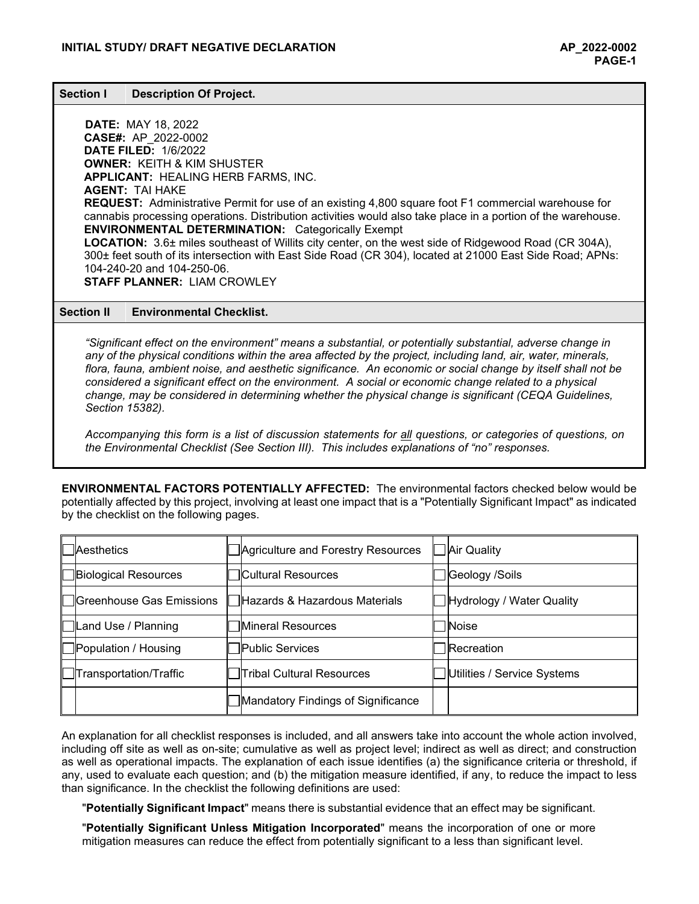| Section I | Description Of Project. |
|---|---|

**DATE:** MAY 18, 2022
**CASE#:** AP_2022-0002
**DATE FILED:** 1/6/2022
**OWNER:** KEITH & KIM SHUSTER
**APPLICANT:** HEALING HERB FARMS, INC.
**AGENT:** TAI HAKE
**REQUEST:** Administrative Permit for use of an existing 4,800 square foot F1 commercial warehouse for cannabis processing operations. Distribution activities would also take place in a portion of the warehouse.
**ENVIRONMENTAL DETERMINATION:** Categorically Exempt
**LOCATION:** 3.6± miles southeast of Willits city center, on the west side of Ridgewood Road (CR 304A), 300± feet south of its intersection with East Side Road (CR 304), located at 21000 East Side Road; APNs: 104-240-20 and 104-250-06.
**STAFF PLANNER:** LIAM CROWLEY

| Section II | Environmental Checklist. |
|---|---|

*"Significant effect on the environment" means a substantial, or potentially substantial, adverse change in any of the physical conditions within the area affected by the project, including land, air, water, minerals, flora, fauna, ambient noise, and aesthetic significance. An economic or social change by itself shall not be considered a significant effect on the environment. A social or economic change related to a physical change, may be considered in determining whether the physical change is significant (CEQA Guidelines, Section 15382).*

*Accompanying this form is a list of discussion statements for all questions, or categories of questions, on the Environmental Checklist (See Section III). This includes explanations of "no" responses.*

**ENVIRONMENTAL FACTORS POTENTIALLY AFFECTED:** The environmental factors checked below would be potentially affected by this project, involving at least one impact that is a "Potentially Significant Impact" as indicated by the checklist on the following pages.

| | | | | | |
|---|---|---|---|---|---|
| ☐ | Aesthetics | ☐ | Agriculture and Forestry Resources | ☐ | Air Quality |
| ☐ | Biological Resources | ☐ | Cultural Resources | ☐ | Geology /Soils |
| ☐ | Greenhouse Gas Emissions | ☐ | Hazards & Hazardous Materials | ☐ | Hydrology / Water Quality |
| ☐ | Land Use / Planning | ☐ | Mineral Resources | ☐ | Noise |
| ☐ | Population / Housing | ☐ | Public Services | ☐ | Recreation |
| ☐ | Transportation/Traffic | ☐ | Tribal Cultural Resources | ☐ | Utilities / Service Systems |
| | | ☐ | Mandatory Findings of Significance | | |

An explanation for all checklist responses is included, and all answers take into account the whole action involved, including off site as well as on-site; cumulative as well as project level; indirect as well as direct; and construction as well as operational impacts. The explanation of each issue identifies (a) the significance criteria or threshold, if any, used to evaluate each question; and (b) the mitigation measure identified, if any, to reduce the impact to less than significance. In the checklist the following definitions are used:

"**Potentially Significant Impact**" means there is substantial evidence that an effect may be significant.

"**Potentially Significant Unless Mitigation Incorporated**" means the incorporation of one or more mitigation measures can reduce the effect from potentially significant to a less than significant level.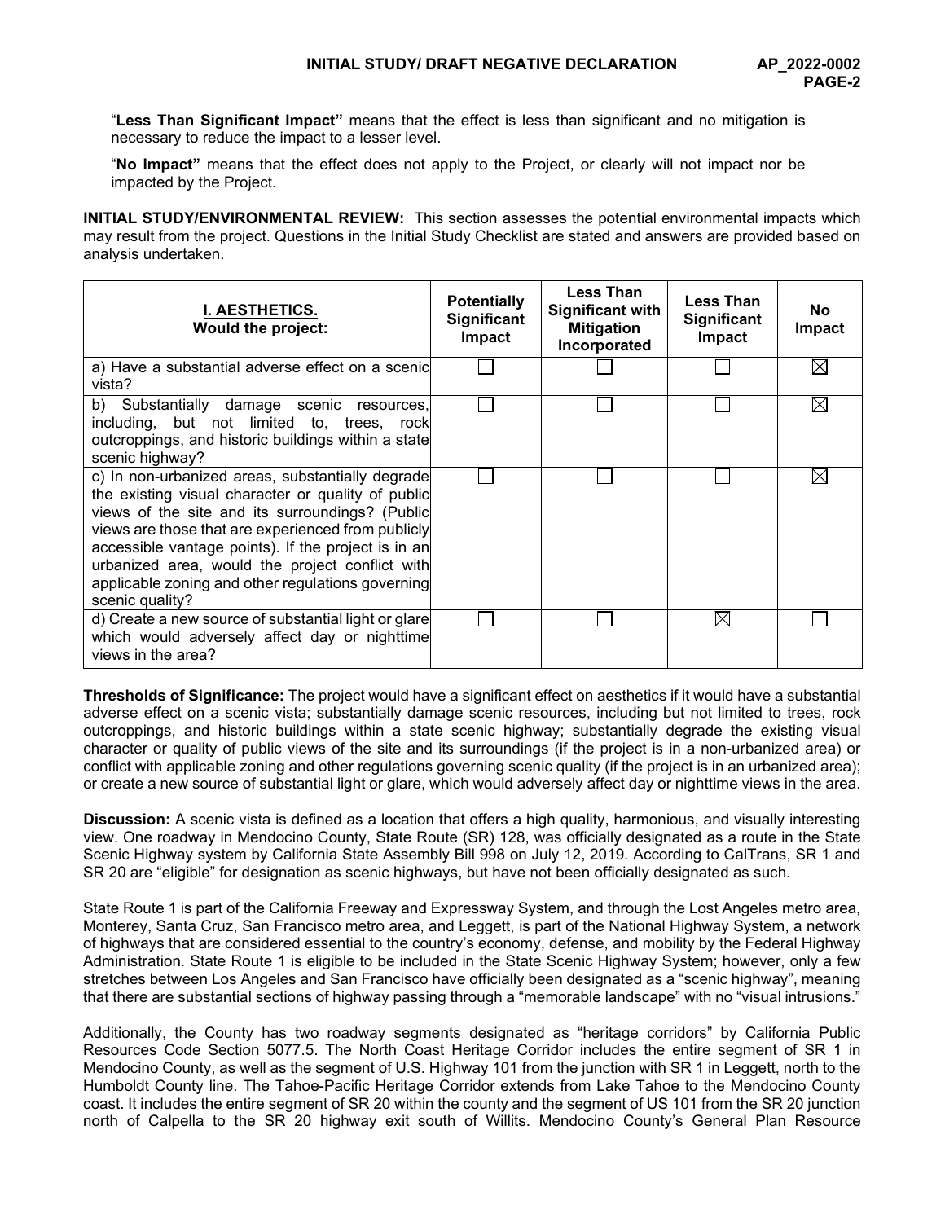"**Less Than Significant Impact"** means that the effect is less than significant and no mitigation is necessary to reduce the impact to a lesser level.

"**No Impact"** means that the effect does not apply to the Project, or clearly will not impact nor be impacted by the Project.

**INITIAL STUDY/ENVIRONMENTAL REVIEW:** This section assesses the potential environmental impacts which may result from the project. Questions in the Initial Study Checklist are stated and answers are provided based on analysis undertaken.

| **I. AESTHETICS.** Would the project: | Potentially Significant Impact | Less Than Significant with Mitigation Incorporated | Less Than Significant Impact | No Impact |
|---|---|---|---|---|
| a) Have a substantial adverse effect on a scenic vista? | ☐ | ☐ | ☐ | ☒ |
| b) Substantially damage scenic resources, including, but not limited to, trees, rock outcroppings, and historic buildings within a state scenic highway? | ☐ | ☐ | ☐ | ☒ |
| c) In non-urbanized areas, substantially degrade the existing visual character or quality of public views of the site and its surroundings? (Public views are those that are experienced from publicly accessible vantage points). If the project is in an urbanized area, would the project conflict with applicable zoning and other regulations governing scenic quality? | ☐ | ☐ | ☐ | ☒ |
| d) Create a new source of substantial light or glare which would adversely affect day or nighttime views in the area? | ☐ | ☐ | ☒ | ☐ |

**Thresholds of Significance:** The project would have a significant effect on aesthetics if it would have a substantial adverse effect on a scenic vista; substantially damage scenic resources, including but not limited to trees, rock outcroppings, and historic buildings within a state scenic highway; substantially degrade the existing visual character or quality of public views of the site and its surroundings (if the project is in a non-urbanized area) or conflict with applicable zoning and other regulations governing scenic quality (if the project is in an urbanized area); or create a new source of substantial light or glare, which would adversely affect day or nighttime views in the area.

**Discussion:** A scenic vista is defined as a location that offers a high quality, harmonious, and visually interesting view. One roadway in Mendocino County, State Route (SR) 128, was officially designated as a route in the State Scenic Highway system by California State Assembly Bill 998 on July 12, 2019. According to CalTrans, SR 1 and SR 20 are "eligible" for designation as scenic highways, but have not been officially designated as such.

State Route 1 is part of the California Freeway and Expressway System, and through the Lost Angeles metro area, Monterey, Santa Cruz, San Francisco metro area, and Leggett, is part of the National Highway System, a network of highways that are considered essential to the country's economy, defense, and mobility by the Federal Highway Administration. State Route 1 is eligible to be included in the State Scenic Highway System; however, only a few stretches between Los Angeles and San Francisco have officially been designated as a "scenic highway", meaning that there are substantial sections of highway passing through a "memorable landscape" with no "visual intrusions."

Additionally, the County has two roadway segments designated as "heritage corridors" by California Public Resources Code Section 5077.5. The North Coast Heritage Corridor includes the entire segment of SR 1 in Mendocino County, as well as the segment of U.S. Highway 101 from the junction with SR 1 in Leggett, north to the Humboldt County line. The Tahoe-Pacific Heritage Corridor extends from Lake Tahoe to the Mendocino County coast. It includes the entire segment of SR 20 within the county and the segment of US 101 from the SR 20 junction north of Calpella to the SR 20 highway exit south of Willits. Mendocino County's General Plan Resource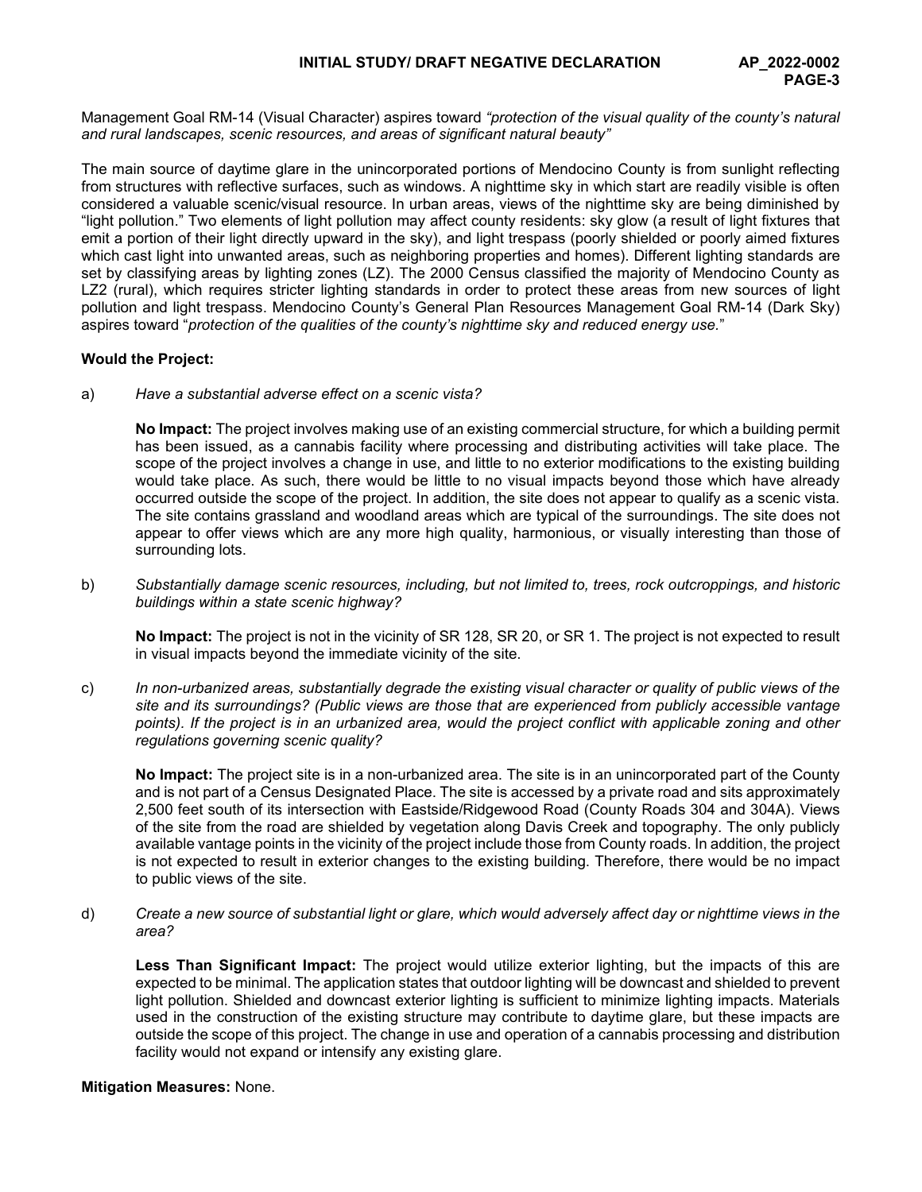Management Goal RM-14 (Visual Character) aspires toward *"protection of the visual quality of the county's natural and rural landscapes, scenic resources, and areas of significant natural beauty"*

The main source of daytime glare in the unincorporated portions of Mendocino County is from sunlight reflecting from structures with reflective surfaces, such as windows. A nighttime sky in which start are readily visible is often considered a valuable scenic/visual resource. In urban areas, views of the nighttime sky are being diminished by "light pollution." Two elements of light pollution may affect county residents: sky glow (a result of light fixtures that emit a portion of their light directly upward in the sky), and light trespass (poorly shielded or poorly aimed fixtures which cast light into unwanted areas, such as neighboring properties and homes). Different lighting standards are set by classifying areas by lighting zones (LZ). The 2000 Census classified the majority of Mendocino County as LZ2 (rural), which requires stricter lighting standards in order to protect these areas from new sources of light pollution and light trespass. Mendocino County's General Plan Resources Management Goal RM-14 (Dark Sky) aspires toward "*protection of the qualities of the county's nighttime sky and reduced energy use.*"

**Would the Project:**

a) *Have a substantial adverse effect on a scenic vista?*

**No Impact:** The project involves making use of an existing commercial structure, for which a building permit has been issued, as a cannabis facility where processing and distributing activities will take place. The scope of the project involves a change in use, and little to no exterior modifications to the existing building would take place. As such, there would be little to no visual impacts beyond those which have already occurred outside the scope of the project. In addition, the site does not appear to qualify as a scenic vista. The site contains grassland and woodland areas which are typical of the surroundings. The site does not appear to offer views which are any more high quality, harmonious, or visually interesting than those of surrounding lots.

b) *Substantially damage scenic resources, including, but not limited to, trees, rock outcroppings, and historic buildings within a state scenic highway?*

**No Impact:** The project is not in the vicinity of SR 128, SR 20, or SR 1. The project is not expected to result in visual impacts beyond the immediate vicinity of the site.

c) *In non-urbanized areas, substantially degrade the existing visual character or quality of public views of the site and its surroundings? (Public views are those that are experienced from publicly accessible vantage points). If the project is in an urbanized area, would the project conflict with applicable zoning and other regulations governing scenic quality?*

**No Impact:** The project site is in a non-urbanized area. The site is in an unincorporated part of the County and is not part of a Census Designated Place. The site is accessed by a private road and sits approximately 2,500 feet south of its intersection with Eastside/Ridgewood Road (County Roads 304 and 304A). Views of the site from the road are shielded by vegetation along Davis Creek and topography. The only publicly available vantage points in the vicinity of the project include those from County roads. In addition, the project is not expected to result in exterior changes to the existing building. Therefore, there would be no impact to public views of the site.

d) *Create a new source of substantial light or glare, which would adversely affect day or nighttime views in the area?*

**Less Than Significant Impact:** The project would utilize exterior lighting, but the impacts of this are expected to be minimal. The application states that outdoor lighting will be downcast and shielded to prevent light pollution. Shielded and downcast exterior lighting is sufficient to minimize lighting impacts. Materials used in the construction of the existing structure may contribute to daytime glare, but these impacts are outside the scope of this project. The change in use and operation of a cannabis processing and distribution facility would not expand or intensify any existing glare.

**Mitigation Measures:** None.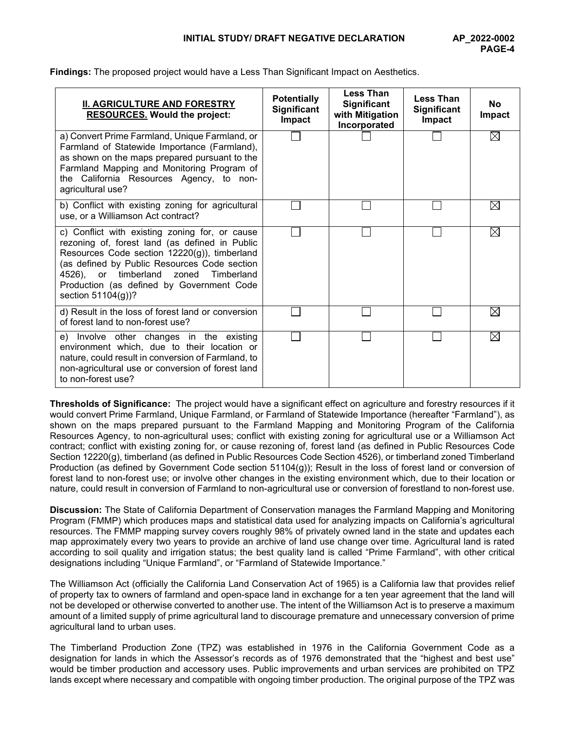**Findings:** The proposed project would have a Less Than Significant Impact on Aesthetics.

| **II. AGRICULTURE AND FORESTRY RESOURCES. Would the project:** | **Potentially Significant Impact** | **Less Than Significant with Mitigation Incorporated** | **Less Than Significant Impact** | **No Impact** |
|---|---|---|---|---|
| a) Convert Prime Farmland, Unique Farmland, or Farmland of Statewide Importance (Farmland), as shown on the maps prepared pursuant to the Farmland Mapping and Monitoring Program of the California Resources Agency, to non-agricultural use? | ☐ | ☐ | ☐ | ☒ |
| b) Conflict with existing zoning for agricultural use, or a Williamson Act contract? | ☐ | ☐ | ☐ | ☒ |
| c) Conflict with existing zoning for, or cause rezoning of, forest land (as defined in Public Resources Code section 12220(g)), timberland (as defined by Public Resources Code section 4526), or timberland zoned Timberland Production (as defined by Government Code section 51104(g))? | ☐ | ☐ | ☐ | ☒ |
| d) Result in the loss of forest land or conversion of forest land to non-forest use? | ☐ | ☐ | ☐ | ☒ |
| e) Involve other changes in the existing environment which, due to their location or nature, could result in conversion of Farmland, to non-agricultural use or conversion of forest land to non-forest use? | ☐ | ☐ | ☐ | ☒ |

**Thresholds of Significance:** The project would have a significant effect on agriculture and forestry resources if it would convert Prime Farmland, Unique Farmland, or Farmland of Statewide Importance (hereafter "Farmland"), as shown on the maps prepared pursuant to the Farmland Mapping and Monitoring Program of the California Resources Agency, to non-agricultural uses; conflict with existing zoning for agricultural use or a Williamson Act contract; conflict with existing zoning for, or cause rezoning of, forest land (as defined in Public Resources Code Section 12220(g), timberland (as defined in Public Resources Code Section 4526), or timberland zoned Timberland Production (as defined by Government Code section 51104(g)); Result in the loss of forest land or conversion of forest land to non-forest use; or involve other changes in the existing environment which, due to their location or nature, could result in conversion of Farmland to non-agricultural use or conversion of forestland to non-forest use.

**Discussion:** The State of California Department of Conservation manages the Farmland Mapping and Monitoring Program (FMMP) which produces maps and statistical data used for analyzing impacts on California's agricultural resources. The FMMP mapping survey covers roughly 98% of privately owned land in the state and updates each map approximately every two years to provide an archive of land use change over time. Agricultural land is rated according to soil quality and irrigation status; the best quality land is called "Prime Farmland", with other critical designations including "Unique Farmland", or "Farmland of Statewide Importance."

The Williamson Act (officially the California Land Conservation Act of 1965) is a California law that provides relief of property tax to owners of farmland and open-space land in exchange for a ten year agreement that the land will not be developed or otherwise converted to another use. The intent of the Williamson Act is to preserve a maximum amount of a limited supply of prime agricultural land to discourage premature and unnecessary conversion of prime agricultural land to urban uses.

The Timberland Production Zone (TPZ) was established in 1976 in the California Government Code as a designation for lands in which the Assessor's records as of 1976 demonstrated that the "highest and best use" would be timber production and accessory uses. Public improvements and urban services are prohibited on TPZ lands except where necessary and compatible with ongoing timber production. The original purpose of the TPZ was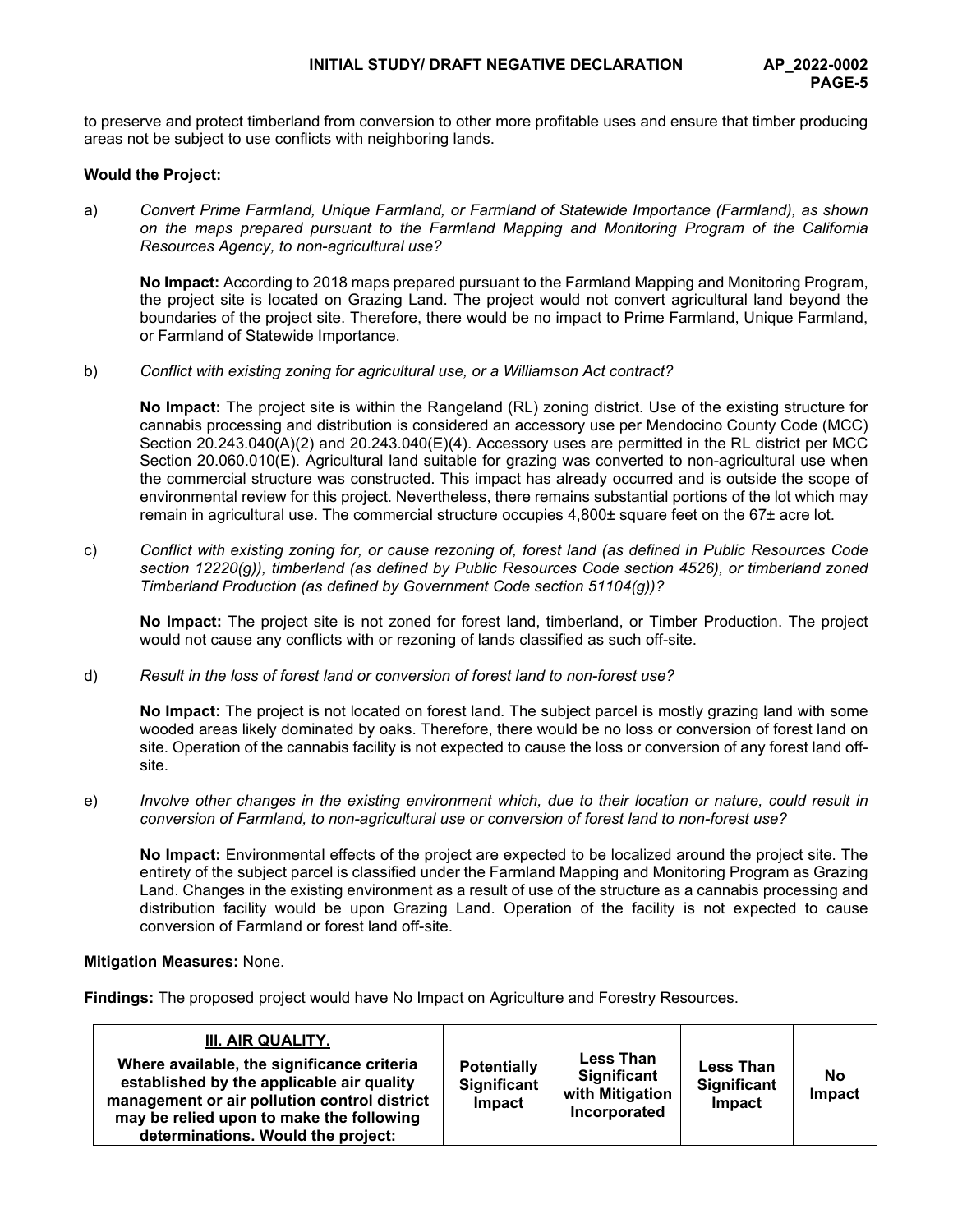to preserve and protect timberland from conversion to other more profitable uses and ensure that timber producing areas not be subject to use conflicts with neighboring lands.

**Would the Project:**

a) *Convert Prime Farmland, Unique Farmland, or Farmland of Statewide Importance (Farmland), as shown on the maps prepared pursuant to the Farmland Mapping and Monitoring Program of the California Resources Agency, to non-agricultural use?*

**No Impact:** According to 2018 maps prepared pursuant to the Farmland Mapping and Monitoring Program, the project site is located on Grazing Land. The project would not convert agricultural land beyond the boundaries of the project site. Therefore, there would be no impact to Prime Farmland, Unique Farmland, or Farmland of Statewide Importance.

b) *Conflict with existing zoning for agricultural use, or a Williamson Act contract?*

**No Impact:** The project site is within the Rangeland (RL) zoning district. Use of the existing structure for cannabis processing and distribution is considered an accessory use per Mendocino County Code (MCC) Section 20.243.040(A)(2) and 20.243.040(E)(4). Accessory uses are permitted in the RL district per MCC Section 20.060.010(E). Agricultural land suitable for grazing was converted to non-agricultural use when the commercial structure was constructed. This impact has already occurred and is outside the scope of environmental review for this project. Nevertheless, there remains substantial portions of the lot which may remain in agricultural use. The commercial structure occupies 4,800± square feet on the 67± acre lot.

c) *Conflict with existing zoning for, or cause rezoning of, forest land (as defined in Public Resources Code section 12220(g)), timberland (as defined by Public Resources Code section 4526), or timberland zoned Timberland Production (as defined by Government Code section 51104(g))?*

**No Impact:** The project site is not zoned for forest land, timberland, or Timber Production. The project would not cause any conflicts with or rezoning of lands classified as such off-site.

d) *Result in the loss of forest land or conversion of forest land to non-forest use?*

**No Impact:** The project is not located on forest land. The subject parcel is mostly grazing land with some wooded areas likely dominated by oaks. Therefore, there would be no loss or conversion of forest land on site. Operation of the cannabis facility is not expected to cause the loss or conversion of any forest land off-site.

e) *Involve other changes in the existing environment which, due to their location or nature, could result in conversion of Farmland, to non-agricultural use or conversion of forest land to non-forest use?*

**No Impact:** Environmental effects of the project are expected to be localized around the project site. The entirety of the subject parcel is classified under the Farmland Mapping and Monitoring Program as Grazing Land. Changes in the existing environment as a result of use of the structure as a cannabis processing and distribution facility would be upon Grazing Land. Operation of the facility is not expected to cause conversion of Farmland or forest land off-site.

**Mitigation Measures:** None.

**Findings:** The proposed project would have No Impact on Agriculture and Forestry Resources.

| **III. AIR QUALITY.** Where available, the significance criteria established by the applicable air quality management or air pollution control district may be relied upon to make the following determinations. Would the project: | Potentially Significant Impact | Less Than Significant with Mitigation Incorporated | Less Than Significant Impact | No Impact |
|---|---|---|---|---|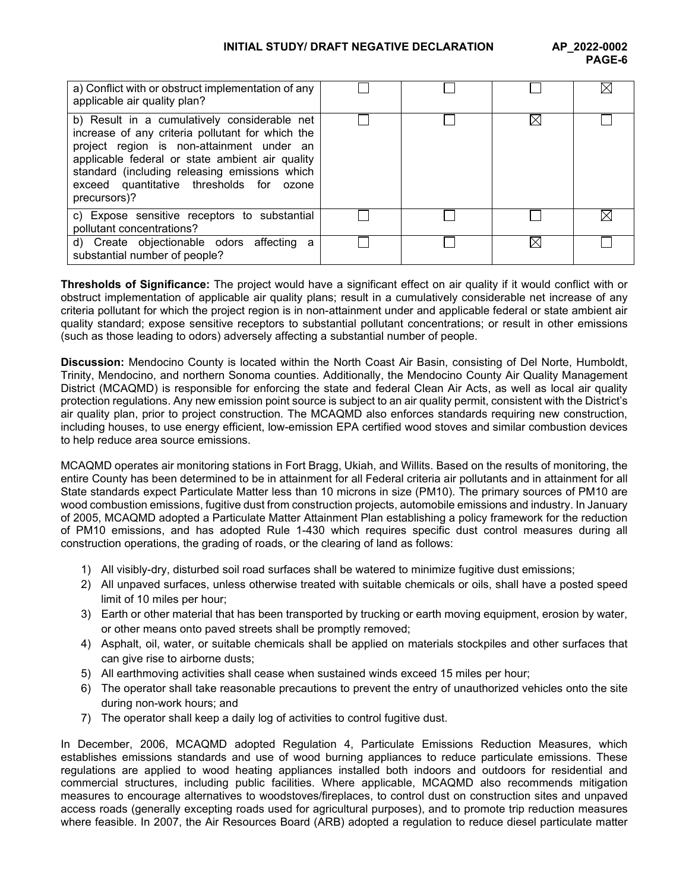| | | | | |
|---|---|---|---|---|
| a) Conflict with or obstruct implementation of any applicable air quality plan? | ☐ | ☐ | ☐ | ☒ |
| b) Result in a cumulatively considerable net increase of any criteria pollutant for which the project region is non-attainment under an applicable federal or state ambient air quality standard (including releasing emissions which exceed quantitative thresholds for ozone precursors)? | ☐ | ☐ | ☒ | ☐ |
| c) Expose sensitive receptors to substantial pollutant concentrations? | ☐ | ☐ | ☐ | ☒ |
| d) Create objectionable odors affecting a substantial number of people? | ☐ | ☐ | ☒ | ☐ |

**Thresholds of Significance:** The project would have a significant effect on air quality if it would conflict with or obstruct implementation of applicable air quality plans; result in a cumulatively considerable net increase of any criteria pollutant for which the project region is in non-attainment under and applicable federal or state ambient air quality standard; expose sensitive receptors to substantial pollutant concentrations; or result in other emissions (such as those leading to odors) adversely affecting a substantial number of people.

**Discussion:** Mendocino County is located within the North Coast Air Basin, consisting of Del Norte, Humboldt, Trinity, Mendocino, and northern Sonoma counties. Additionally, the Mendocino County Air Quality Management District (MCAQMD) is responsible for enforcing the state and federal Clean Air Acts, as well as local air quality protection regulations. Any new emission point source is subject to an air quality permit, consistent with the District's air quality plan, prior to project construction. The MCAQMD also enforces standards requiring new construction, including houses, to use energy efficient, low-emission EPA certified wood stoves and similar combustion devices to help reduce area source emissions.

MCAQMD operates air monitoring stations in Fort Bragg, Ukiah, and Willits. Based on the results of monitoring, the entire County has been determined to be in attainment for all Federal criteria air pollutants and in attainment for all State standards expect Particulate Matter less than 10 microns in size (PM10). The primary sources of PM10 are wood combustion emissions, fugitive dust from construction projects, automobile emissions and industry. In January of 2005, MCAQMD adopted a Particulate Matter Attainment Plan establishing a policy framework for the reduction of PM10 emissions, and has adopted Rule 1-430 which requires specific dust control measures during all construction operations, the grading of roads, or the clearing of land as follows:

1) All visibly-dry, disturbed soil road surfaces shall be watered to minimize fugitive dust emissions;
2) All unpaved surfaces, unless otherwise treated with suitable chemicals or oils, shall have a posted speed limit of 10 miles per hour;
3) Earth or other material that has been transported by trucking or earth moving equipment, erosion by water, or other means onto paved streets shall be promptly removed;
4) Asphalt, oil, water, or suitable chemicals shall be applied on materials stockpiles and other surfaces that can give rise to airborne dusts;
5) All earthmoving activities shall cease when sustained winds exceed 15 miles per hour;
6) The operator shall take reasonable precautions to prevent the entry of unauthorized vehicles onto the site during non-work hours; and
7) The operator shall keep a daily log of activities to control fugitive dust.

In December, 2006, MCAQMD adopted Regulation 4, Particulate Emissions Reduction Measures, which establishes emissions standards and use of wood burning appliances to reduce particulate emissions. These regulations are applied to wood heating appliances installed both indoors and outdoors for residential and commercial structures, including public facilities. Where applicable, MCAQMD also recommends mitigation measures to encourage alternatives to woodstoves/fireplaces, to control dust on construction sites and unpaved access roads (generally excepting roads used for agricultural purposes), and to promote trip reduction measures where feasible. In 2007, the Air Resources Board (ARB) adopted a regulation to reduce diesel particulate matter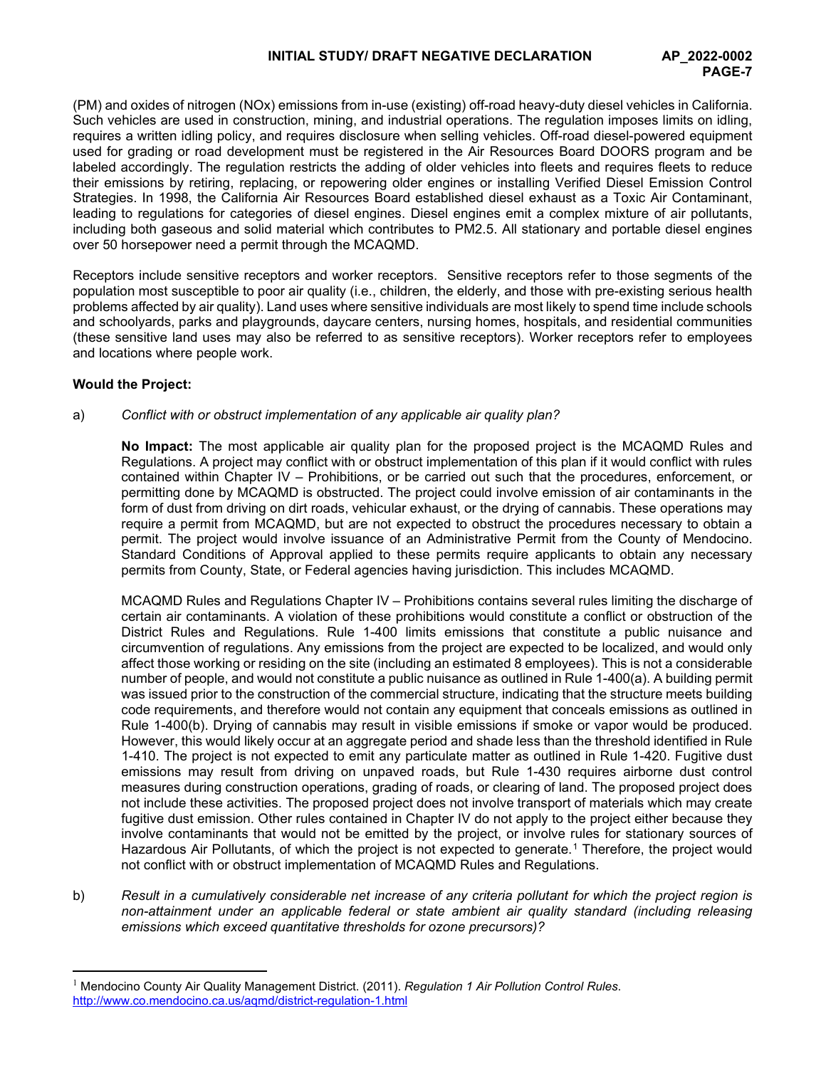(PM) and oxides of nitrogen (NOx) emissions from in-use (existing) off-road heavy-duty diesel vehicles in California. Such vehicles are used in construction, mining, and industrial operations. The regulation imposes limits on idling, requires a written idling policy, and requires disclosure when selling vehicles. Off-road diesel-powered equipment used for grading or road development must be registered in the Air Resources Board DOORS program and be labeled accordingly. The regulation restricts the adding of older vehicles into fleets and requires fleets to reduce their emissions by retiring, replacing, or repowering older engines or installing Verified Diesel Emission Control Strategies. In 1998, the California Air Resources Board established diesel exhaust as a Toxic Air Contaminant, leading to regulations for categories of diesel engines. Diesel engines emit a complex mixture of air pollutants, including both gaseous and solid material which contributes to PM2.5. All stationary and portable diesel engines over 50 horsepower need a permit through the MCAQMD.

Receptors include sensitive receptors and worker receptors. Sensitive receptors refer to those segments of the population most susceptible to poor air quality (i.e., children, the elderly, and those with pre-existing serious health problems affected by air quality). Land uses where sensitive individuals are most likely to spend time include schools and schoolyards, parks and playgrounds, daycare centers, nursing homes, hospitals, and residential communities (these sensitive land uses may also be referred to as sensitive receptors). Worker receptors refer to employees and locations where people work.

**Would the Project:**

a) *Conflict with or obstruct implementation of any applicable air quality plan?*

**No Impact:** The most applicable air quality plan for the proposed project is the MCAQMD Rules and Regulations. A project may conflict with or obstruct implementation of this plan if it would conflict with rules contained within Chapter IV – Prohibitions, or be carried out such that the procedures, enforcement, or permitting done by MCAQMD is obstructed. The project could involve emission of air contaminants in the form of dust from driving on dirt roads, vehicular exhaust, or the drying of cannabis. These operations may require a permit from MCAQMD, but are not expected to obstruct the procedures necessary to obtain a permit. The project would involve issuance of an Administrative Permit from the County of Mendocino. Standard Conditions of Approval applied to these permits require applicants to obtain any necessary permits from County, State, or Federal agencies having jurisdiction. This includes MCAQMD.

MCAQMD Rules and Regulations Chapter IV – Prohibitions contains several rules limiting the discharge of certain air contaminants. A violation of these prohibitions would constitute a conflict or obstruction of the District Rules and Regulations. Rule 1-400 limits emissions that constitute a public nuisance and circumvention of regulations. Any emissions from the project are expected to be localized, and would only affect those working or residing on the site (including an estimated 8 employees). This is not a considerable number of people, and would not constitute a public nuisance as outlined in Rule 1-400(a). A building permit was issued prior to the construction of the commercial structure, indicating that the structure meets building code requirements, and therefore would not contain any equipment that conceals emissions as outlined in Rule 1-400(b). Drying of cannabis may result in visible emissions if smoke or vapor would be produced. However, this would likely occur at an aggregate period and shade less than the threshold identified in Rule 1-410. The project is not expected to emit any particulate matter as outlined in Rule 1-420. Fugitive dust emissions may result from driving on unpaved roads, but Rule 1-430 requires airborne dust control measures during construction operations, grading of roads, or clearing of land. The proposed project does not include these activities. The proposed project does not involve transport of materials which may create fugitive dust emission. Other rules contained in Chapter IV do not apply to the project either because they involve contaminants that would not be emitted by the project, or involve rules for stationary sources of Hazardous Air Pollutants, of which the project is not expected to generate.[1] Therefore, the project would not conflict with or obstruct implementation of MCAQMD Rules and Regulations.

b) *Result in a cumulatively considerable net increase of any criteria pollutant for which the project region is non-attainment under an applicable federal or state ambient air quality standard (including releasing emissions which exceed quantitative thresholds for ozone precursors)?*

[1] Mendocino County Air Quality Management District. (2011). *Regulation 1 Air Pollution Control Rules*. http://www.co.mendocino.ca.us/aqmd/district-regulation-1.html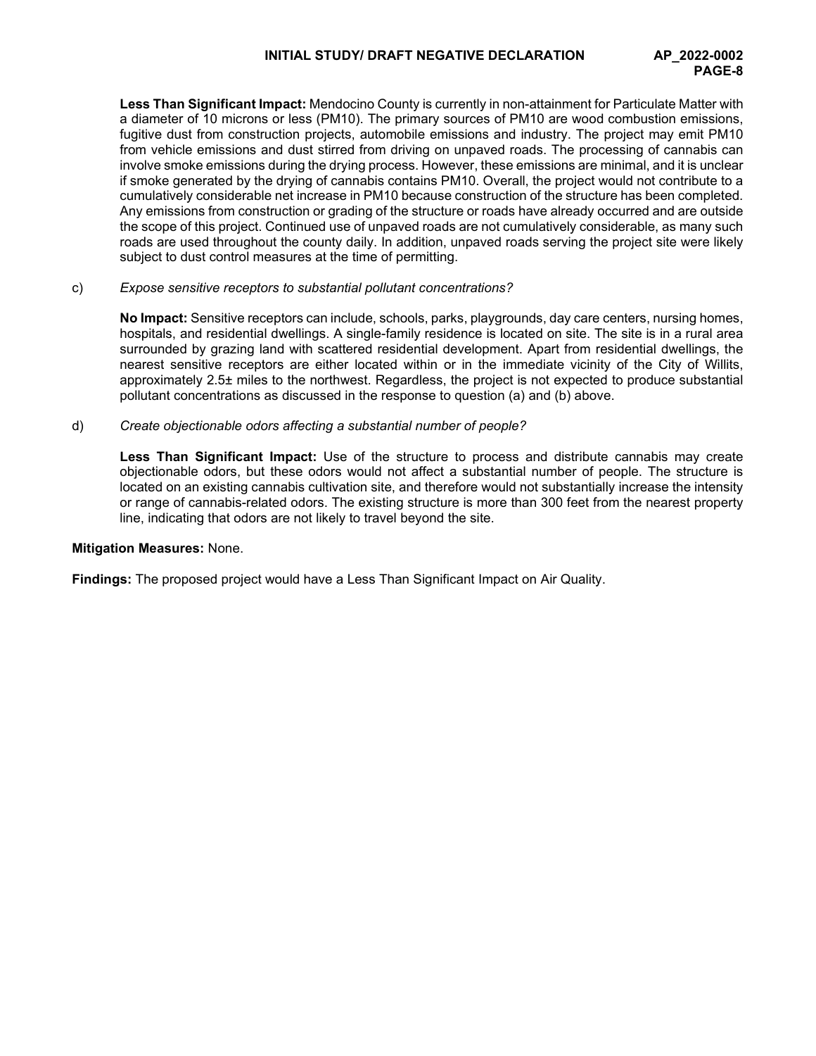**Less Than Significant Impact:** Mendocino County is currently in non-attainment for Particulate Matter with a diameter of 10 microns or less (PM10). The primary sources of PM10 are wood combustion emissions, fugitive dust from construction projects, automobile emissions and industry. The project may emit PM10 from vehicle emissions and dust stirred from driving on unpaved roads. The processing of cannabis can involve smoke emissions during the drying process. However, these emissions are minimal, and it is unclear if smoke generated by the drying of cannabis contains PM10. Overall, the project would not contribute to a cumulatively considerable net increase in PM10 because construction of the structure has been completed. Any emissions from construction or grading of the structure or roads have already occurred and are outside the scope of this project. Continued use of unpaved roads are not cumulatively considerable, as many such roads are used throughout the county daily. In addition, unpaved roads serving the project site were likely subject to dust control measures at the time of permitting.

c) *Expose sensitive receptors to substantial pollutant concentrations?*

**No Impact:** Sensitive receptors can include, schools, parks, playgrounds, day care centers, nursing homes, hospitals, and residential dwellings. A single-family residence is located on site. The site is in a rural area surrounded by grazing land with scattered residential development. Apart from residential dwellings, the nearest sensitive receptors are either located within or in the immediate vicinity of the City of Willits, approximately 2.5± miles to the northwest. Regardless, the project is not expected to produce substantial pollutant concentrations as discussed in the response to question (a) and (b) above.

d) *Create objectionable odors affecting a substantial number of people?*

**Less Than Significant Impact:** Use of the structure to process and distribute cannabis may create objectionable odors, but these odors would not affect a substantial number of people. The structure is located on an existing cannabis cultivation site, and therefore would not substantially increase the intensity or range of cannabis-related odors. The existing structure is more than 300 feet from the nearest property line, indicating that odors are not likely to travel beyond the site.

**Mitigation Measures:** None.

**Findings:** The proposed project would have a Less Than Significant Impact on Air Quality.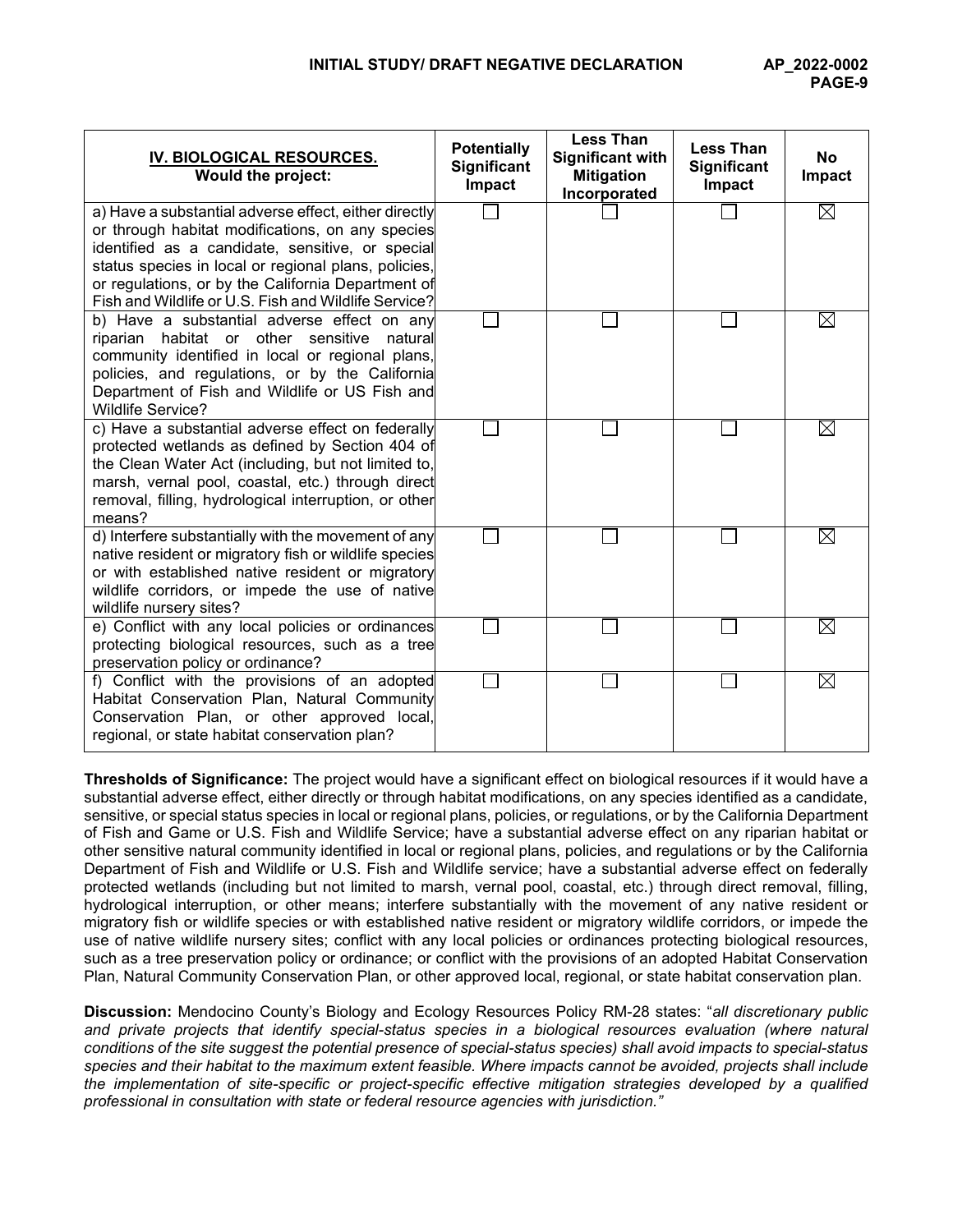| IV. BIOLOGICAL RESOURCES. Would the project: | Potentially Significant Impact | Less Than Significant with Mitigation Incorporated | Less Than Significant Impact | No Impact |
|---|---|---|---|---|
| a) Have a substantial adverse effect, either directly or through habitat modifications, on any species identified as a candidate, sensitive, or special status species in local or regional plans, policies, or regulations, or by the California Department of Fish and Wildlife or U.S. Fish and Wildlife Service? | ☐ | ☐ | ☐ | ☒ |
| b) Have a substantial adverse effect on any riparian habitat or other sensitive natural community identified in local or regional plans, policies, and regulations, or by the California Department of Fish and Wildlife or US Fish and Wildlife Service? | ☐ | ☐ | ☐ | ☒ |
| c) Have a substantial adverse effect on federally protected wetlands as defined by Section 404 of the Clean Water Act (including, but not limited to, marsh, vernal pool, coastal, etc.) through direct removal, filling, hydrological interruption, or other means? | ☐ | ☐ | ☐ | ☒ |
| d) Interfere substantially with the movement of any native resident or migratory fish or wildlife species or with established native resident or migratory wildlife corridors, or impede the use of native wildlife nursery sites? | ☐ | ☐ | ☐ | ☒ |
| e) Conflict with any local policies or ordinances protecting biological resources, such as a tree preservation policy or ordinance? | ☐ | ☐ | ☐ | ☒ |
| f) Conflict with the provisions of an adopted Habitat Conservation Plan, Natural Community Conservation Plan, or other approved local, regional, or state habitat conservation plan? | ☐ | ☐ | ☐ | ☒ |

**Thresholds of Significance:** The project would have a significant effect on biological resources if it would have a substantial adverse effect, either directly or through habitat modifications, on any species identified as a candidate, sensitive, or special status species in local or regional plans, policies, or regulations, or by the California Department of Fish and Game or U.S. Fish and Wildlife Service; have a substantial adverse effect on any riparian habitat or other sensitive natural community identified in local or regional plans, policies, and regulations or by the California Department of Fish and Wildlife or U.S. Fish and Wildlife service; have a substantial adverse effect on federally protected wetlands (including but not limited to marsh, vernal pool, coastal, etc.) through direct removal, filling, hydrological interruption, or other means; interfere substantially with the movement of any native resident or migratory fish or wildlife species or with established native resident or migratory wildlife corridors, or impede the use of native wildlife nursery sites; conflict with any local policies or ordinances protecting biological resources, such as a tree preservation policy or ordinance; or conflict with the provisions of an adopted Habitat Conservation Plan, Natural Community Conservation Plan, or other approved local, regional, or state habitat conservation plan.

**Discussion:** Mendocino County's Biology and Ecology Resources Policy RM-28 states: "*all discretionary public and private projects that identify special-status species in a biological resources evaluation (where natural conditions of the site suggest the potential presence of special-status species) shall avoid impacts to special-status species and their habitat to the maximum extent feasible. Where impacts cannot be avoided, projects shall include the implementation of site-specific or project-specific effective mitigation strategies developed by a qualified professional in consultation with state or federal resource agencies with jurisdiction.*"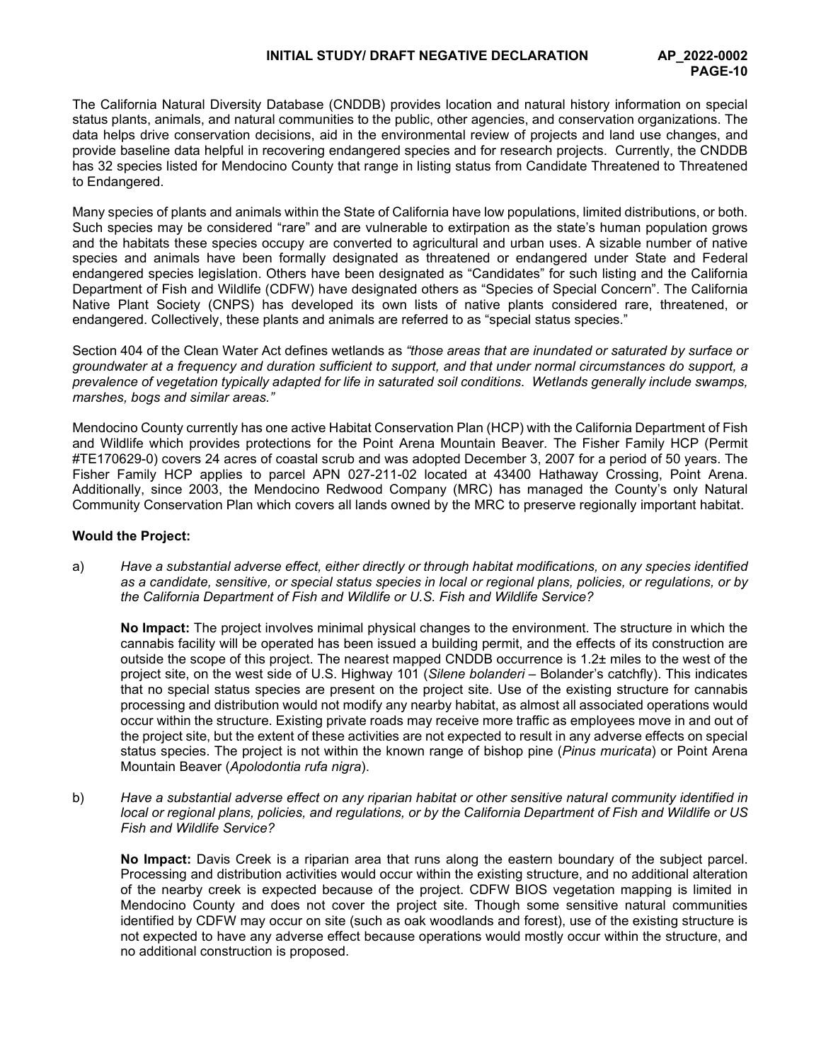The California Natural Diversity Database (CNDDB) provides location and natural history information on special status plants, animals, and natural communities to the public, other agencies, and conservation organizations. The data helps drive conservation decisions, aid in the environmental review of projects and land use changes, and provide baseline data helpful in recovering endangered species and for research projects. Currently, the CNDDB has 32 species listed for Mendocino County that range in listing status from Candidate Threatened to Threatened to Endangered.

Many species of plants and animals within the State of California have low populations, limited distributions, or both. Such species may be considered "rare" and are vulnerable to extirpation as the state's human population grows and the habitats these species occupy are converted to agricultural and urban uses. A sizable number of native species and animals have been formally designated as threatened or endangered under State and Federal endangered species legislation. Others have been designated as "Candidates" for such listing and the California Department of Fish and Wildlife (CDFW) have designated others as "Species of Special Concern". The California Native Plant Society (CNPS) has developed its own lists of native plants considered rare, threatened, or endangered. Collectively, these plants and animals are referred to as "special status species."

Section 404 of the Clean Water Act defines wetlands as *"those areas that are inundated or saturated by surface or groundwater at a frequency and duration sufficient to support, and that under normal circumstances do support, a prevalence of vegetation typically adapted for life in saturated soil conditions. Wetlands generally include swamps, marshes, bogs and similar areas."*

Mendocino County currently has one active Habitat Conservation Plan (HCP) with the California Department of Fish and Wildlife which provides protections for the Point Arena Mountain Beaver. The Fisher Family HCP (Permit #TE170629-0) covers 24 acres of coastal scrub and was adopted December 3, 2007 for a period of 50 years. The Fisher Family HCP applies to parcel APN 027-211-02 located at 43400 Hathaway Crossing, Point Arena. Additionally, since 2003, the Mendocino Redwood Company (MRC) has managed the County's only Natural Community Conservation Plan which covers all lands owned by the MRC to preserve regionally important habitat.

**Would the Project:**

a) *Have a substantial adverse effect, either directly or through habitat modifications, on any species identified as a candidate, sensitive, or special status species in local or regional plans, policies, or regulations, or by the California Department of Fish and Wildlife or U.S. Fish and Wildlife Service?*

**No Impact:** The project involves minimal physical changes to the environment. The structure in which the cannabis facility will be operated has been issued a building permit, and the effects of its construction are outside the scope of this project. The nearest mapped CNDDB occurrence is 1.2± miles to the west of the project site, on the west side of U.S. Highway 101 (*Silene bolanderi* – Bolander's catchfly). This indicates that no special status species are present on the project site. Use of the existing structure for cannabis processing and distribution would not modify any nearby habitat, as almost all associated operations would occur within the structure. Existing private roads may receive more traffic as employees move in and out of the project site, but the extent of these activities are not expected to result in any adverse effects on special status species. The project is not within the known range of bishop pine (*Pinus muricata*) or Point Arena Mountain Beaver (*Apolodontia rufa nigra*).

b) *Have a substantial adverse effect on any riparian habitat or other sensitive natural community identified in local or regional plans, policies, and regulations, or by the California Department of Fish and Wildlife or US Fish and Wildlife Service?*

**No Impact:** Davis Creek is a riparian area that runs along the eastern boundary of the subject parcel. Processing and distribution activities would occur within the existing structure, and no additional alteration of the nearby creek is expected because of the project. CDFW BIOS vegetation mapping is limited in Mendocino County and does not cover the project site. Though some sensitive natural communities identified by CDFW may occur on site (such as oak woodlands and forest), use of the existing structure is not expected to have any adverse effect because operations would mostly occur within the structure, and no additional construction is proposed.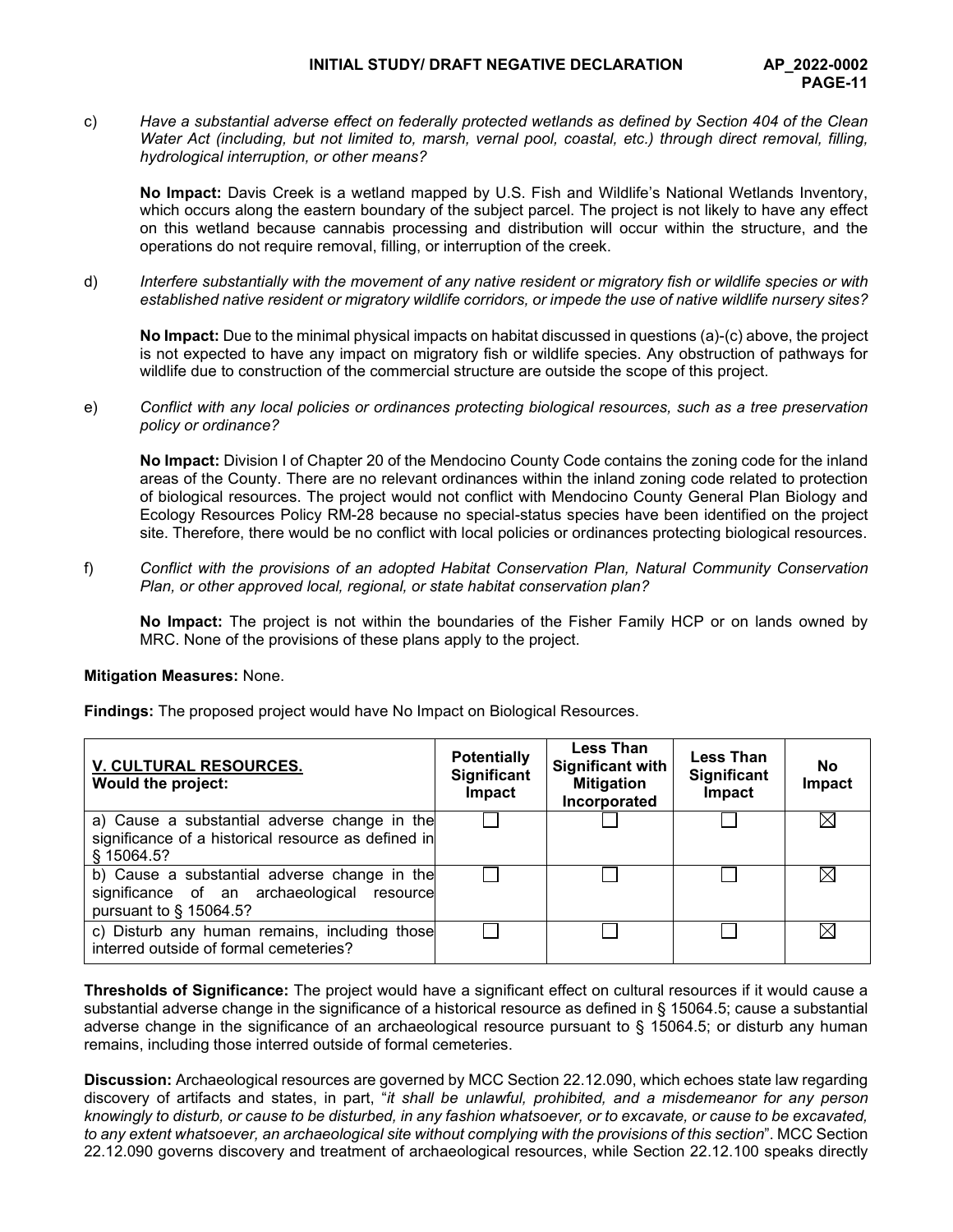c) *Have a substantial adverse effect on federally protected wetlands as defined by Section 404 of the Clean Water Act (including, but not limited to, marsh, vernal pool, coastal, etc.) through direct removal, filling, hydrological interruption, or other means?*

**No Impact:** Davis Creek is a wetland mapped by U.S. Fish and Wildlife's National Wetlands Inventory, which occurs along the eastern boundary of the subject parcel. The project is not likely to have any effect on this wetland because cannabis processing and distribution will occur within the structure, and the operations do not require removal, filling, or interruption of the creek.

d) *Interfere substantially with the movement of any native resident or migratory fish or wildlife species or with established native resident or migratory wildlife corridors, or impede the use of native wildlife nursery sites?*

**No Impact:** Due to the minimal physical impacts on habitat discussed in questions (a)-(c) above, the project is not expected to have any impact on migratory fish or wildlife species. Any obstruction of pathways for wildlife due to construction of the commercial structure are outside the scope of this project.

e) *Conflict with any local policies or ordinances protecting biological resources, such as a tree preservation policy or ordinance?*

**No Impact:** Division I of Chapter 20 of the Mendocino County Code contains the zoning code for the inland areas of the County. There are no relevant ordinances within the inland zoning code related to protection of biological resources. The project would not conflict with Mendocino County General Plan Biology and Ecology Resources Policy RM-28 because no special-status species have been identified on the project site. Therefore, there would be no conflict with local policies or ordinances protecting biological resources.

f) *Conflict with the provisions of an adopted Habitat Conservation Plan, Natural Community Conservation Plan, or other approved local, regional, or state habitat conservation plan?*

**No Impact:** The project is not within the boundaries of the Fisher Family HCP or on lands owned by MRC. None of the provisions of these plans apply to the project.

**Mitigation Measures:** None.

**Findings:** The proposed project would have No Impact on Biological Resources.

| **V. CULTURAL RESOURCES.** **Would the project:** | **Potentially Significant Impact** | **Less Than Significant with Mitigation Incorporated** | **Less Than Significant Impact** | **No Impact** |
|---|---|---|---|---|
| a) Cause a substantial adverse change in the significance of a historical resource as defined in § 15064.5? | ☐ | ☐ | ☐ | ☒ |
| b) Cause a substantial adverse change in the significance of an archaeological resource pursuant to § 15064.5? | ☐ | ☐ | ☐ | ☒ |
| c) Disturb any human remains, including those interred outside of formal cemeteries? | ☐ | ☐ | ☐ | ☒ |

**Thresholds of Significance:** The project would have a significant effect on cultural resources if it would cause a substantial adverse change in the significance of a historical resource as defined in § 15064.5; cause a substantial adverse change in the significance of an archaeological resource pursuant to § 15064.5; or disturb any human remains, including those interred outside of formal cemeteries.

**Discussion:** Archaeological resources are governed by MCC Section 22.12.090, which echoes state law regarding discovery of artifacts and states, in part, "*it shall be unlawful, prohibited, and a misdemeanor for any person knowingly to disturb, or cause to be disturbed, in any fashion whatsoever, or to excavate, or cause to be excavated, to any extent whatsoever, an archaeological site without complying with the provisions of this section*". MCC Section 22.12.090 governs discovery and treatment of archaeological resources, while Section 22.12.100 speaks directly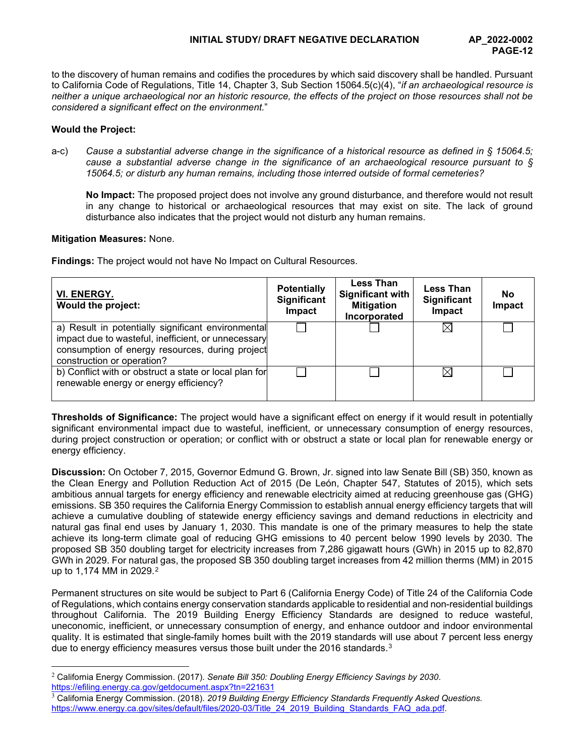to the discovery of human remains and codifies the procedures by which said discovery shall be handled. Pursuant to California Code of Regulations, Title 14, Chapter 3, Sub Section 15064.5(c)(4), "*if an archaeological resource is neither a unique archaeological nor an historic resource, the effects of the project on those resources shall not be considered a significant effect on the environment.*"

**Would the Project:**

a-c) *Cause a substantial adverse change in the significance of a historical resource as defined in § 15064.5; cause a substantial adverse change in the significance of an archaeological resource pursuant to § 15064.5; or disturb any human remains, including those interred outside of formal cemeteries?*

**No Impact:** The proposed project does not involve any ground disturbance, and therefore would not result in any change to historical or archaeological resources that may exist on site. The lack of ground disturbance also indicates that the project would not disturb any human remains.

**Mitigation Measures:** None.

**Findings:** The project would not have No Impact on Cultural Resources.

| **VI. ENERGY.** **Would the project:** | **Potentially Significant Impact** | **Less Than Significant with Mitigation Incorporated** | **Less Than Significant Impact** | **No Impact** |
|---|---|---|---|---|
| a) Result in potentially significant environmental impact due to wasteful, inefficient, or unnecessary consumption of energy resources, during project construction or operation? | ☐ | ☐ | ☒ | ☐ |
| b) Conflict with or obstruct a state or local plan for renewable energy or energy efficiency? | ☐ | ☐ | ☒ | ☐ |

**Thresholds of Significance:** The project would have a significant effect on energy if it would result in potentially significant environmental impact due to wasteful, inefficient, or unnecessary consumption of energy resources, during project construction or operation; or conflict with or obstruct a state or local plan for renewable energy or energy efficiency.

**Discussion:** On October 7, 2015, Governor Edmund G. Brown, Jr. signed into law Senate Bill (SB) 350, known as the Clean Energy and Pollution Reduction Act of 2015 (De León, Chapter 547, Statutes of 2015), which sets ambitious annual targets for energy efficiency and renewable electricity aimed at reducing greenhouse gas (GHG) emissions. SB 350 requires the California Energy Commission to establish annual energy efficiency targets that will achieve a cumulative doubling of statewide energy efficiency savings and demand reductions in electricity and natural gas final end uses by January 1, 2030. This mandate is one of the primary measures to help the state achieve its long-term climate goal of reducing GHG emissions to 40 percent below 1990 levels by 2030. The proposed SB 350 doubling target for electricity increases from 7,286 gigawatt hours (GWh) in 2015 up to 82,870 GWh in 2029. For natural gas, the proposed SB 350 doubling target increases from 42 million therms (MM) in 2015 up to 1,174 MM in 2029.[2]

Permanent structures on site would be subject to Part 6 (California Energy Code) of Title 24 of the California Code of Regulations, which contains energy conservation standards applicable to residential and non-residential buildings throughout California. The 2019 Building Energy Efficiency Standards are designed to reduce wasteful, uneconomic, inefficient, or unnecessary consumption of energy, and enhance outdoor and indoor environmental quality. It is estimated that single-family homes built with the 2019 standards will use about 7 percent less energy due to energy efficiency measures versus those built under the 2016 standards.[3]

---

[2] California Energy Commission. (2017). *Senate Bill 350: Doubling Energy Efficiency Savings by 2030*. https://efiling.energy.ca.gov/getdocument.aspx?tn=221631

[3] California Energy Commission. (2018). *2019 Building Energy Efficiency Standards Frequently Asked Questions.* https://www.energy.ca.gov/sites/default/files/2020-03/Title_24_2019_Building_Standards_FAQ_ada.pdf.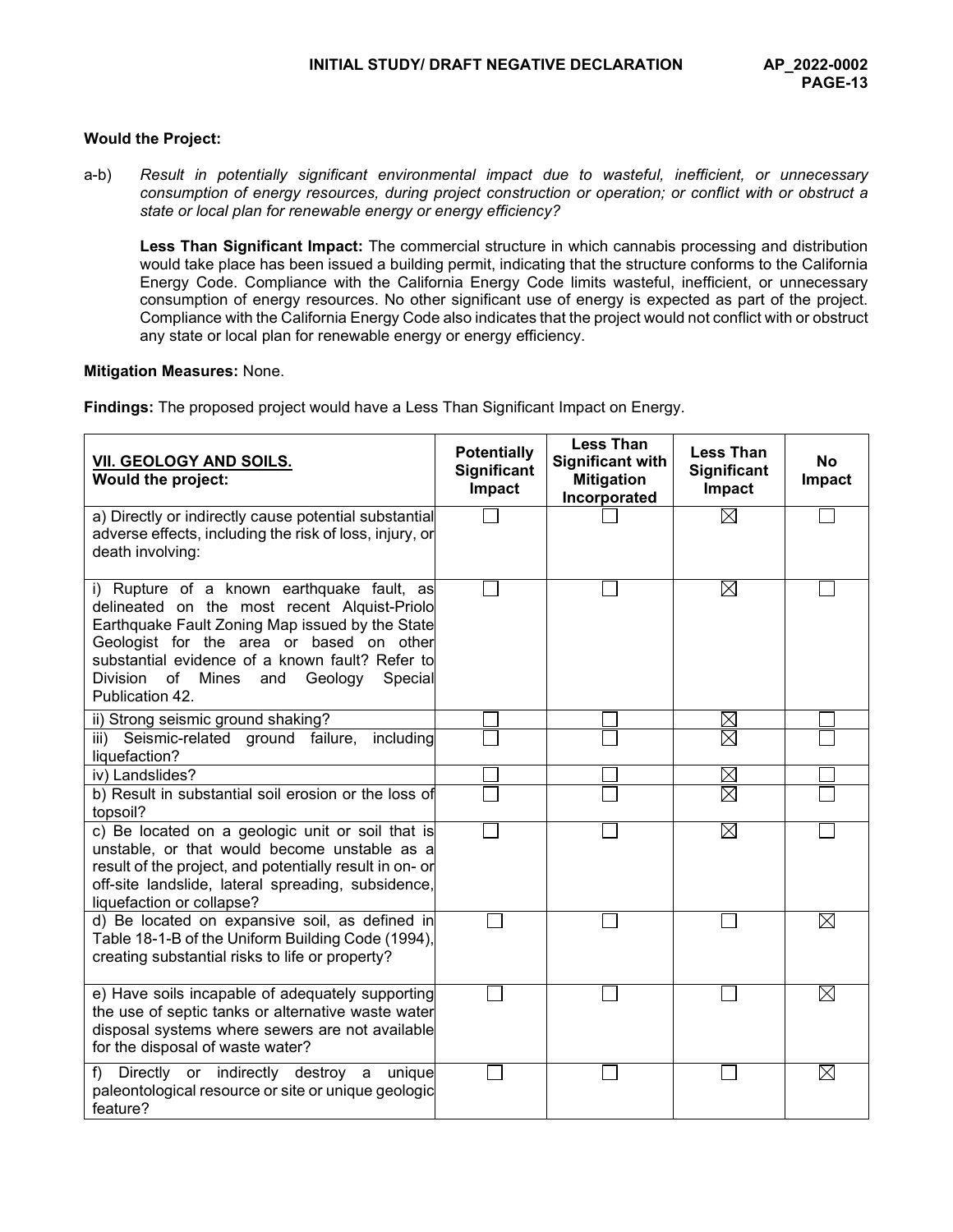**Would the Project:**

a-b) *Result in potentially significant environmental impact due to wasteful, inefficient, or unnecessary consumption of energy resources, during project construction or operation; or conflict with or obstruct a state or local plan for renewable energy or energy efficiency?*

**Less Than Significant Impact:** The commercial structure in which cannabis processing and distribution would take place has been issued a building permit, indicating that the structure conforms to the California Energy Code. Compliance with the California Energy Code limits wasteful, inefficient, or unnecessary consumption of energy resources. No other significant use of energy is expected as part of the project. Compliance with the California Energy Code also indicates that the project would not conflict with or obstruct any state or local plan for renewable energy or energy efficiency.

**Mitigation Measures:** None.

**Findings:** The proposed project would have a Less Than Significant Impact on Energy.

| **VII. GEOLOGY AND SOILS.** **Would the project:** | **Potentially Significant Impact** | **Less Than Significant with Mitigation Incorporated** | **Less Than Significant Impact** | **No Impact** |
|---|---|---|---|---|
| a) Directly or indirectly cause potential substantial adverse effects, including the risk of loss, injury, or death involving: | ☐ | ☐ | ☒ | ☐ |
| i) Rupture of a known earthquake fault, as delineated on the most recent Alquist-Priolo Earthquake Fault Zoning Map issued by the State Geologist for the area or based on other substantial evidence of a known fault? Refer to Division of Mines and Geology Special Publication 42. | ☐ | ☐ | ☒ | ☐ |
| ii) Strong seismic ground shaking? | ☐ | ☐ | ☒ | ☐ |
| iii) Seismic-related ground failure, including liquefaction? | ☐ | ☐ | ☒ | ☐ |
| iv) Landslides? | ☐ | ☐ | ☒ | ☐ |
| b) Result in substantial soil erosion or the loss of topsoil? | ☐ | ☐ | ☒ | ☐ |
| c) Be located on a geologic unit or soil that is unstable, or that would become unstable as a result of the project, and potentially result in on- or off-site landslide, lateral spreading, subsidence, liquefaction or collapse? | ☐ | ☐ | ☒ | ☐ |
| d) Be located on expansive soil, as defined in Table 18-1-B of the Uniform Building Code (1994), creating substantial risks to life or property? | ☐ | ☐ | ☐ | ☒ |
| e) Have soils incapable of adequately supporting the use of septic tanks or alternative waste water disposal systems where sewers are not available for the disposal of waste water? | ☐ | ☐ | ☐ | ☒ |
| f) Directly or indirectly destroy a unique paleontological resource or site or unique geologic feature? | ☐ | ☐ | ☐ | ☒ |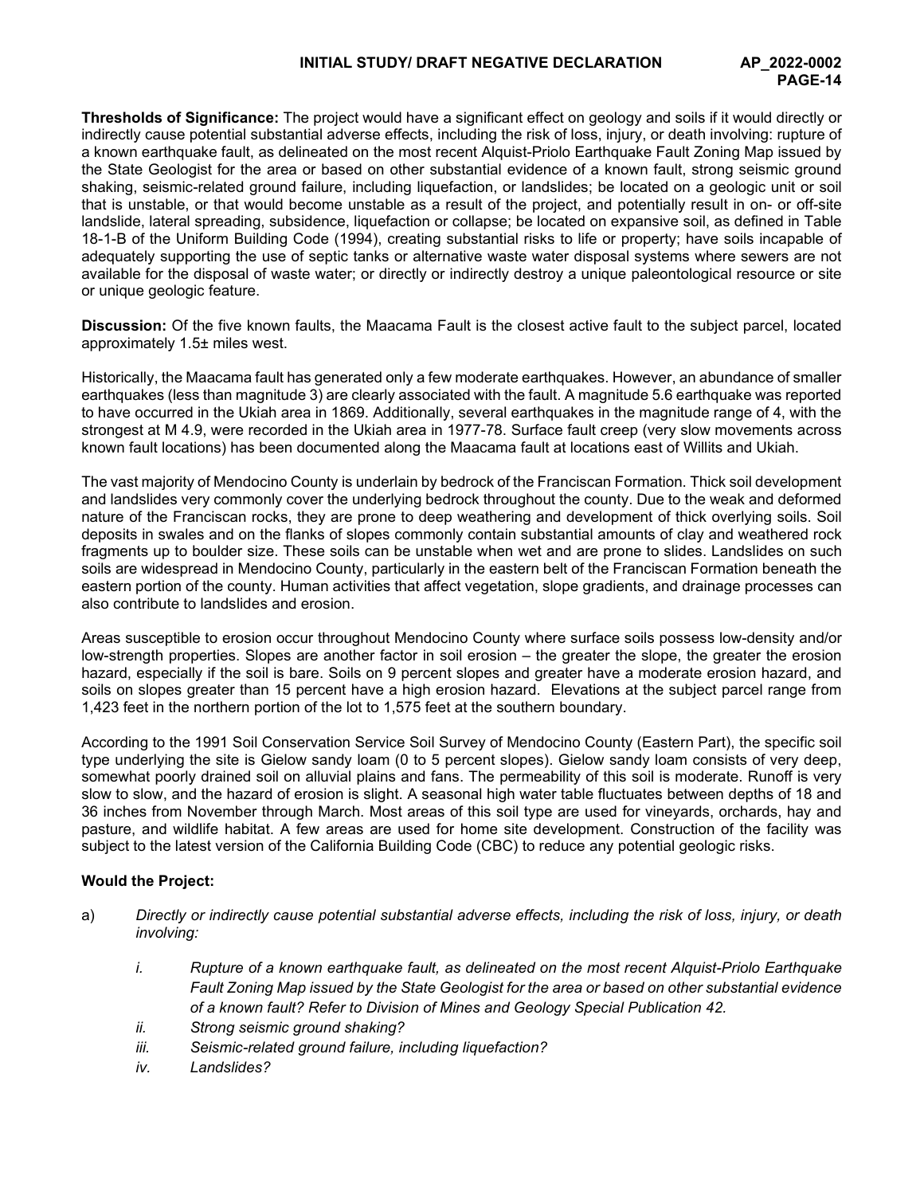**Thresholds of Significance:** The project would have a significant effect on geology and soils if it would directly or indirectly cause potential substantial adverse effects, including the risk of loss, injury, or death involving: rupture of a known earthquake fault, as delineated on the most recent Alquist-Priolo Earthquake Fault Zoning Map issued by the State Geologist for the area or based on other substantial evidence of a known fault, strong seismic ground shaking, seismic-related ground failure, including liquefaction, or landslides; be located on a geologic unit or soil that is unstable, or that would become unstable as a result of the project, and potentially result in on- or off-site landslide, lateral spreading, subsidence, liquefaction or collapse; be located on expansive soil, as defined in Table 18-1-B of the Uniform Building Code (1994), creating substantial risks to life or property; have soils incapable of adequately supporting the use of septic tanks or alternative waste water disposal systems where sewers are not available for the disposal of waste water; or directly or indirectly destroy a unique paleontological resource or site or unique geologic feature.

**Discussion:** Of the five known faults, the Maacama Fault is the closest active fault to the subject parcel, located approximately 1.5± miles west.

Historically, the Maacama fault has generated only a few moderate earthquakes. However, an abundance of smaller earthquakes (less than magnitude 3) are clearly associated with the fault. A magnitude 5.6 earthquake was reported to have occurred in the Ukiah area in 1869. Additionally, several earthquakes in the magnitude range of 4, with the strongest at M 4.9, were recorded in the Ukiah area in 1977-78. Surface fault creep (very slow movements across known fault locations) has been documented along the Maacama fault at locations east of Willits and Ukiah.

The vast majority of Mendocino County is underlain by bedrock of the Franciscan Formation. Thick soil development and landslides very commonly cover the underlying bedrock throughout the county. Due to the weak and deformed nature of the Franciscan rocks, they are prone to deep weathering and development of thick overlying soils. Soil deposits in swales and on the flanks of slopes commonly contain substantial amounts of clay and weathered rock fragments up to boulder size. These soils can be unstable when wet and are prone to slides. Landslides on such soils are widespread in Mendocino County, particularly in the eastern belt of the Franciscan Formation beneath the eastern portion of the county. Human activities that affect vegetation, slope gradients, and drainage processes can also contribute to landslides and erosion.

Areas susceptible to erosion occur throughout Mendocino County where surface soils possess low-density and/or low-strength properties. Slopes are another factor in soil erosion – the greater the slope, the greater the erosion hazard, especially if the soil is bare. Soils on 9 percent slopes and greater have a moderate erosion hazard, and soils on slopes greater than 15 percent have a high erosion hazard. Elevations at the subject parcel range from 1,423 feet in the northern portion of the lot to 1,575 feet at the southern boundary.

According to the 1991 Soil Conservation Service Soil Survey of Mendocino County (Eastern Part), the specific soil type underlying the site is Gielow sandy loam (0 to 5 percent slopes). Gielow sandy loam consists of very deep, somewhat poorly drained soil on alluvial plains and fans. The permeability of this soil is moderate. Runoff is very slow to slow, and the hazard of erosion is slight. A seasonal high water table fluctuates between depths of 18 and 36 inches from November through March. Most areas of this soil type are used for vineyards, orchards, hay and pasture, and wildlife habitat. A few areas are used for home site development. Construction of the facility was subject to the latest version of the California Building Code (CBC) to reduce any potential geologic risks.

**Would the Project:**

a) *Directly or indirectly cause potential substantial adverse effects, including the risk of loss, injury, or death involving:*

   i. *Rupture of a known earthquake fault, as delineated on the most recent Alquist-Priolo Earthquake Fault Zoning Map issued by the State Geologist for the area or based on other substantial evidence of a known fault? Refer to Division of Mines and Geology Special Publication 42.*

   ii. *Strong seismic ground shaking?*

   iii. *Seismic-related ground failure, including liquefaction?*

   iv. *Landslides?*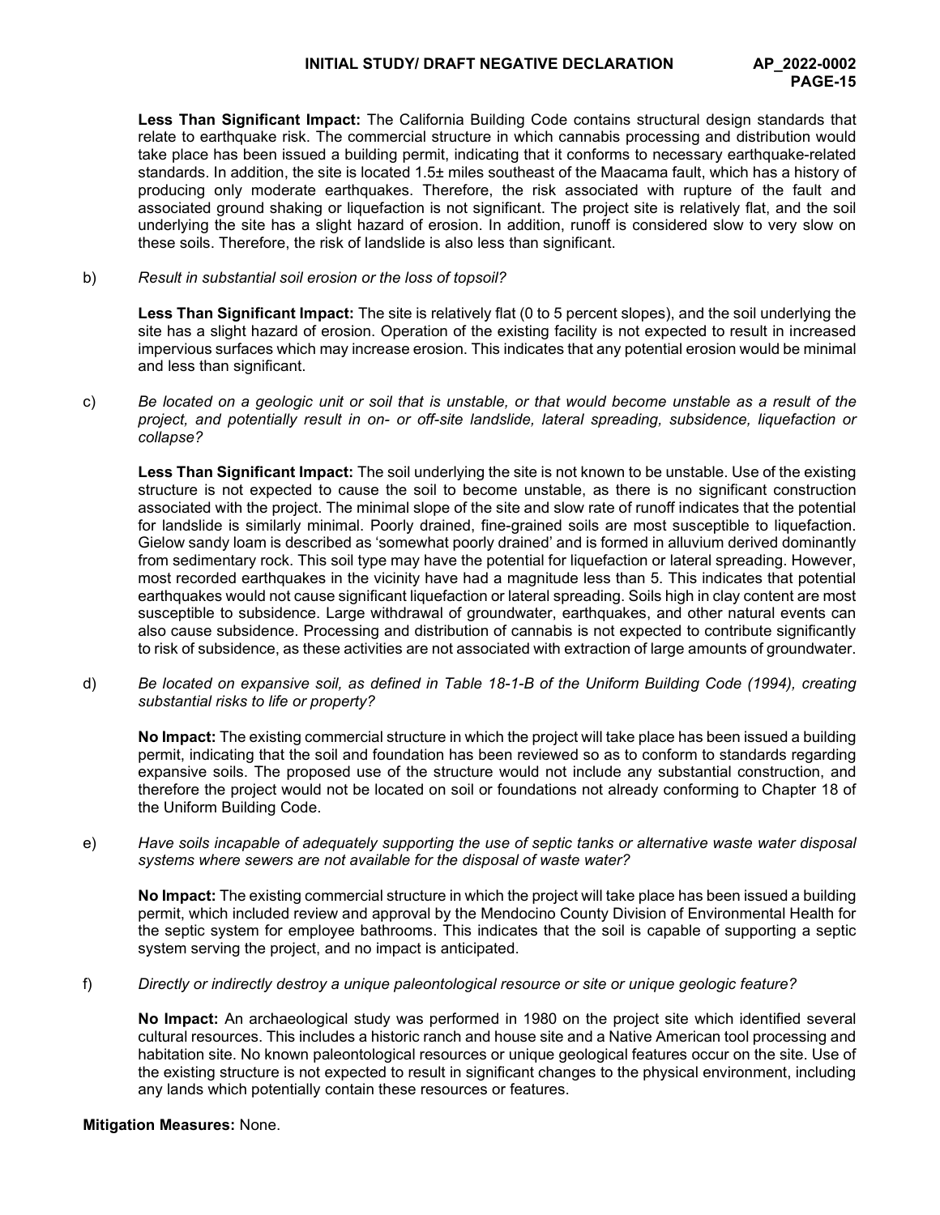**Less Than Significant Impact:** The California Building Code contains structural design standards that relate to earthquake risk. The commercial structure in which cannabis processing and distribution would take place has been issued a building permit, indicating that it conforms to necessary earthquake-related standards. In addition, the site is located 1.5± miles southeast of the Maacama fault, which has a history of producing only moderate earthquakes. Therefore, the risk associated with rupture of the fault and associated ground shaking or liquefaction is not significant. The project site is relatively flat, and the soil underlying the site has a slight hazard of erosion. In addition, runoff is considered slow to very slow on these soils. Therefore, the risk of landslide is also less than significant.

b) *Result in substantial soil erosion or the loss of topsoil?*

**Less Than Significant Impact:** The site is relatively flat (0 to 5 percent slopes), and the soil underlying the site has a slight hazard of erosion. Operation of the existing facility is not expected to result in increased impervious surfaces which may increase erosion. This indicates that any potential erosion would be minimal and less than significant.

c) *Be located on a geologic unit or soil that is unstable, or that would become unstable as a result of the project, and potentially result in on- or off-site landslide, lateral spreading, subsidence, liquefaction or collapse?*

**Less Than Significant Impact:** The soil underlying the site is not known to be unstable. Use of the existing structure is not expected to cause the soil to become unstable, as there is no significant construction associated with the project. The minimal slope of the site and slow rate of runoff indicates that the potential for landslide is similarly minimal. Poorly drained, fine-grained soils are most susceptible to liquefaction. Gielow sandy loam is described as 'somewhat poorly drained' and is formed in alluvium derived dominantly from sedimentary rock. This soil type may have the potential for liquefaction or lateral spreading. However, most recorded earthquakes in the vicinity have had a magnitude less than 5. This indicates that potential earthquakes would not cause significant liquefaction or lateral spreading. Soils high in clay content are most susceptible to subsidence. Large withdrawal of groundwater, earthquakes, and other natural events can also cause subsidence. Processing and distribution of cannabis is not expected to contribute significantly to risk of subsidence, as these activities are not associated with extraction of large amounts of groundwater.

d) *Be located on expansive soil, as defined in Table 18-1-B of the Uniform Building Code (1994), creating substantial risks to life or property?*

**No Impact:** The existing commercial structure in which the project will take place has been issued a building permit, indicating that the soil and foundation has been reviewed so as to conform to standards regarding expansive soils. The proposed use of the structure would not include any substantial construction, and therefore the project would not be located on soil or foundations not already conforming to Chapter 18 of the Uniform Building Code.

e) *Have soils incapable of adequately supporting the use of septic tanks or alternative waste water disposal systems where sewers are not available for the disposal of waste water?*

**No Impact:** The existing commercial structure in which the project will take place has been issued a building permit, which included review and approval by the Mendocino County Division of Environmental Health for the septic system for employee bathrooms. This indicates that the soil is capable of supporting a septic system serving the project, and no impact is anticipated.

f) *Directly or indirectly destroy a unique paleontological resource or site or unique geologic feature?*

**No Impact:** An archaeological study was performed in 1980 on the project site which identified several cultural resources. This includes a historic ranch and house site and a Native American tool processing and habitation site. No known paleontological resources or unique geological features occur on the site. Use of the existing structure is not expected to result in significant changes to the physical environment, including any lands which potentially contain these resources or features.

**Mitigation Measures:** None.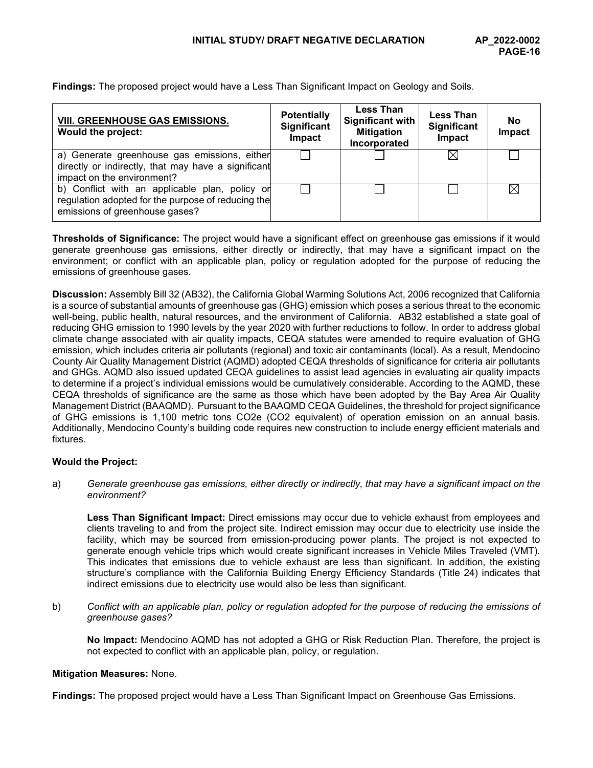**Findings:** The proposed project would have a Less Than Significant Impact on Geology and Soils.

| **VIII. GREENHOUSE GAS EMISSIONS.** Would the project: | Potentially Significant Impact | Less Than Significant with Mitigation Incorporated | Less Than Significant Impact | No Impact |
|---|---|---|---|---|
| a) Generate greenhouse gas emissions, either directly or indirectly, that may have a significant impact on the environment? | ☐ | ☐ | ☒ | ☐ |
| b) Conflict with an applicable plan, policy or regulation adopted for the purpose of reducing the emissions of greenhouse gases? | ☐ | ☐ | ☐ | ☒ |

**Thresholds of Significance:** The project would have a significant effect on greenhouse gas emissions if it would generate greenhouse gas emissions, either directly or indirectly, that may have a significant impact on the environment; or conflict with an applicable plan, policy or regulation adopted for the purpose of reducing the emissions of greenhouse gases.

**Discussion:** Assembly Bill 32 (AB32), the California Global Warming Solutions Act, 2006 recognized that California is a source of substantial amounts of greenhouse gas (GHG) emission which poses a serious threat to the economic well-being, public health, natural resources, and the environment of California. AB32 established a state goal of reducing GHG emission to 1990 levels by the year 2020 with further reductions to follow. In order to address global climate change associated with air quality impacts, CEQA statutes were amended to require evaluation of GHG emission, which includes criteria air pollutants (regional) and toxic air contaminants (local). As a result, Mendocino County Air Quality Management District (AQMD) adopted CEQA thresholds of significance for criteria air pollutants and GHGs. AQMD also issued updated CEQA guidelines to assist lead agencies in evaluating air quality impacts to determine if a project's individual emissions would be cumulatively considerable. According to the AQMD, these CEQA thresholds of significance are the same as those which have been adopted by the Bay Area Air Quality Management District (BAAQMD). Pursuant to the BAAQMD CEQA Guidelines, the threshold for project significance of GHG emissions is 1,100 metric tons $CO_2e$ ($CO_2$ equivalent) of operation emission on an annual basis. Additionally, Mendocino County's building code requires new construction to include energy efficient materials and fixtures.

**Would the Project:**

a) *Generate greenhouse gas emissions, either directly or indirectly, that may have a significant impact on the environment?*

**Less Than Significant Impact:** Direct emissions may occur due to vehicle exhaust from employees and clients traveling to and from the project site. Indirect emission may occur due to electricity use inside the facility, which may be sourced from emission-producing power plants. The project is not expected to generate enough vehicle trips which would create significant increases in Vehicle Miles Traveled (VMT). This indicates that emissions due to vehicle exhaust are less than significant. In addition, the existing structure's compliance with the California Building Energy Efficiency Standards (Title 24) indicates that indirect emissions due to electricity use would also be less than significant.

b) *Conflict with an applicable plan, policy or regulation adopted for the purpose of reducing the emissions of greenhouse gases?*

**No Impact:** Mendocino AQMD has not adopted a GHG or Risk Reduction Plan. Therefore, the project is not expected to conflict with an applicable plan, policy, or regulation.

**Mitigation Measures:** None.

**Findings:** The proposed project would have a Less Than Significant Impact on Greenhouse Gas Emissions.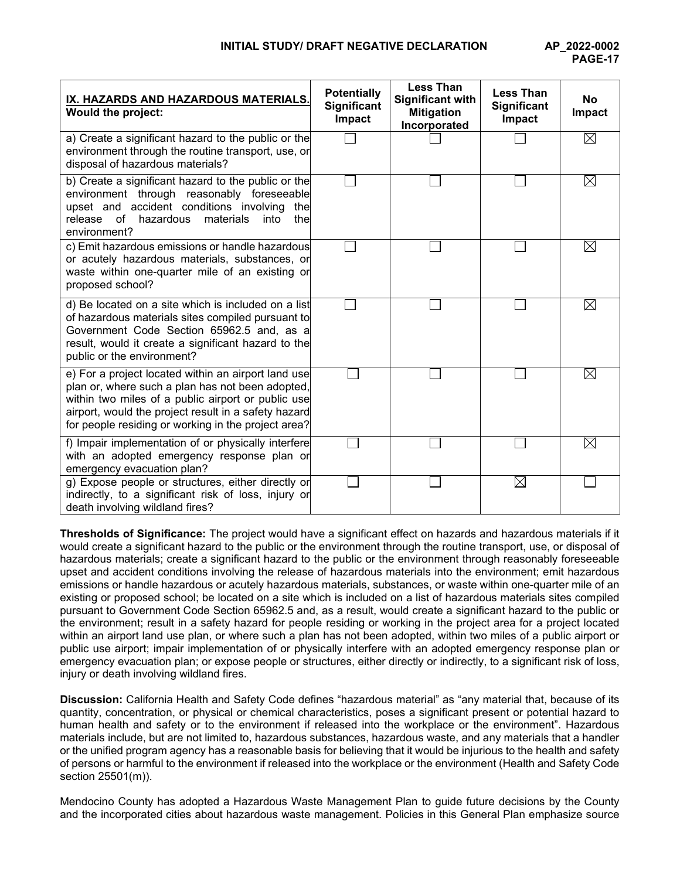| IX. HAZARDS AND HAZARDOUS MATERIALS. Would the project: | Potentially Significant Impact | Less Than Significant with Mitigation Incorporated | Less Than Significant Impact | No Impact |
|---|---|---|---|---|
| a) Create a significant hazard to the public or the environment through the routine transport, use, or disposal of hazardous materials? | ☐ | ☐ | ☐ | ☒ |
| b) Create a significant hazard to the public or the environment through reasonably foreseeable upset and accident conditions involving the release of hazardous materials into the environment? | ☐ | ☐ | ☐ | ☒ |
| c) Emit hazardous emissions or handle hazardous or acutely hazardous materials, substances, or waste within one-quarter mile of an existing or proposed school? | ☐ | ☐ | ☐ | ☒ |
| d) Be located on a site which is included on a list of hazardous materials sites compiled pursuant to Government Code Section 65962.5 and, as a result, would it create a significant hazard to the public or the environment? | ☐ | ☐ | ☐ | ☒ |
| e) For a project located within an airport land use plan or, where such a plan has not been adopted, within two miles of a public airport or public use airport, would the project result in a safety hazard for people residing or working in the project area? | ☐ | ☐ | ☐ | ☒ |
| f) Impair implementation of or physically interfere with an adopted emergency response plan or emergency evacuation plan? | ☐ | ☐ | ☐ | ☒ |
| g) Expose people or structures, either directly or indirectly, to a significant risk of loss, injury or death involving wildland fires? | ☐ | ☐ | ☒ | ☐ |

**Thresholds of Significance:** The project would have a significant effect on hazards and hazardous materials if it would create a significant hazard to the public or the environment through the routine transport, use, or disposal of hazardous materials; create a significant hazard to the public or the environment through reasonably foreseeable upset and accident conditions involving the release of hazardous materials into the environment; emit hazardous emissions or handle hazardous or acutely hazardous materials, substances, or waste within one-quarter mile of an existing or proposed school; be located on a site which is included on a list of hazardous materials sites compiled pursuant to Government Code Section 65962.5 and, as a result, would create a significant hazard to the public or the environment; result in a safety hazard for people residing or working in the project area for a project located within an airport land use plan, or where such a plan has not been adopted, within two miles of a public airport or public use airport; impair implementation of or physically interfere with an adopted emergency response plan or emergency evacuation plan; or expose people or structures, either directly or indirectly, to a significant risk of loss, injury or death involving wildland fires.

**Discussion:** California Health and Safety Code defines "hazardous material" as "any material that, because of its quantity, concentration, or physical or chemical characteristics, poses a significant present or potential hazard to human health and safety or to the environment if released into the workplace or the environment". Hazardous materials include, but are not limited to, hazardous substances, hazardous waste, and any materials that a handler or the unified program agency has a reasonable basis for believing that it would be injurious to the health and safety of persons or harmful to the environment if released into the workplace or the environment (Health and Safety Code section 25501(m)).

Mendocino County has adopted a Hazardous Waste Management Plan to guide future decisions by the County and the incorporated cities about hazardous waste management. Policies in this General Plan emphasize source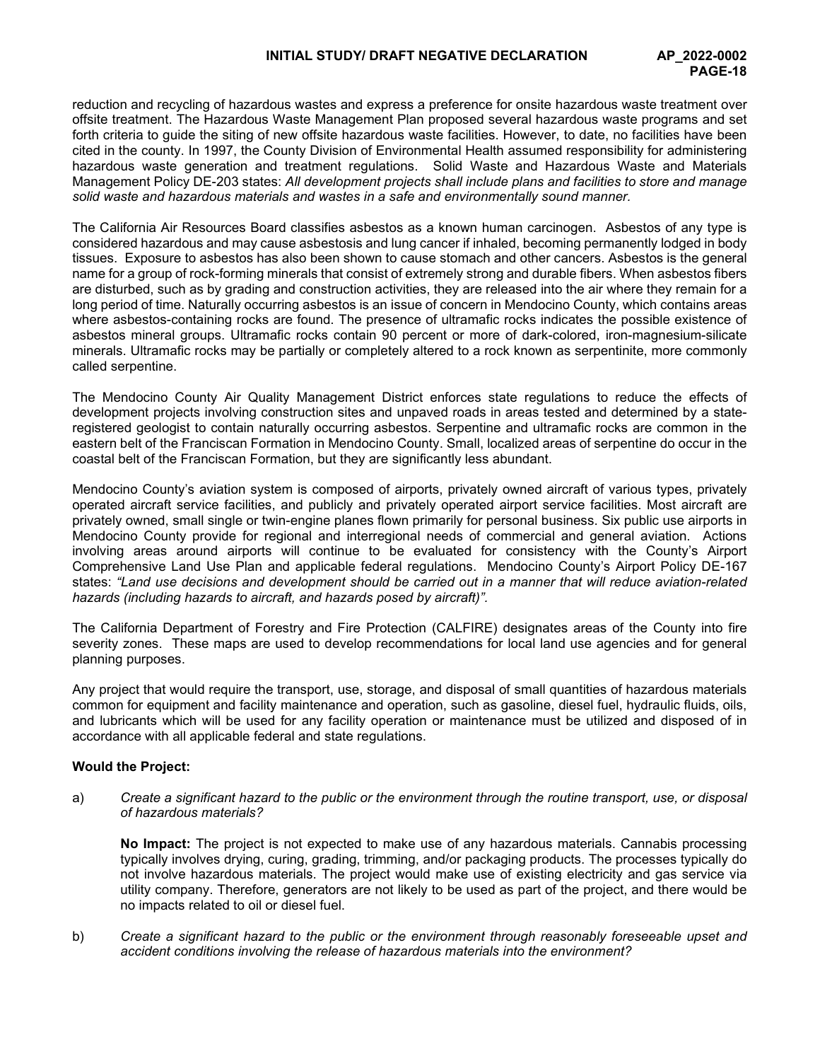reduction and recycling of hazardous wastes and express a preference for onsite hazardous waste treatment over offsite treatment. The Hazardous Waste Management Plan proposed several hazardous waste programs and set forth criteria to guide the siting of new offsite hazardous waste facilities. However, to date, no facilities have been cited in the county. In 1997, the County Division of Environmental Health assumed responsibility for administering hazardous waste generation and treatment regulations. Solid Waste and Hazardous Waste and Materials Management Policy DE-203 states: *All development projects shall include plans and facilities to store and manage solid waste and hazardous materials and wastes in a safe and environmentally sound manner.*

The California Air Resources Board classifies asbestos as a known human carcinogen. Asbestos of any type is considered hazardous and may cause asbestosis and lung cancer if inhaled, becoming permanently lodged in body tissues. Exposure to asbestos has also been shown to cause stomach and other cancers. Asbestos is the general name for a group of rock-forming minerals that consist of extremely strong and durable fibers. When asbestos fibers are disturbed, such as by grading and construction activities, they are released into the air where they remain for a long period of time. Naturally occurring asbestos is an issue of concern in Mendocino County, which contains areas where asbestos-containing rocks are found. The presence of ultramafic rocks indicates the possible existence of asbestos mineral groups. Ultramafic rocks contain 90 percent or more of dark-colored, iron-magnesium-silicate minerals. Ultramafic rocks may be partially or completely altered to a rock known as serpentinite, more commonly called serpentine.

The Mendocino County Air Quality Management District enforces state regulations to reduce the effects of development projects involving construction sites and unpaved roads in areas tested and determined by a state-registered geologist to contain naturally occurring asbestos. Serpentine and ultramafic rocks are common in the eastern belt of the Franciscan Formation in Mendocino County. Small, localized areas of serpentine do occur in the coastal belt of the Franciscan Formation, but they are significantly less abundant.

Mendocino County's aviation system is composed of airports, privately owned aircraft of various types, privately operated aircraft service facilities, and publicly and privately operated airport service facilities. Most aircraft are privately owned, small single or twin-engine planes flown primarily for personal business. Six public use airports in Mendocino County provide for regional and interregional needs of commercial and general aviation. Actions involving areas around airports will continue to be evaluated for consistency with the County's Airport Comprehensive Land Use Plan and applicable federal regulations. Mendocino County's Airport Policy DE-167 states: *"Land use decisions and development should be carried out in a manner that will reduce aviation-related hazards (including hazards to aircraft, and hazards posed by aircraft)".*

The California Department of Forestry and Fire Protection (CALFIRE) designates areas of the County into fire severity zones. These maps are used to develop recommendations for local land use agencies and for general planning purposes.

Any project that would require the transport, use, storage, and disposal of small quantities of hazardous materials common for equipment and facility maintenance and operation, such as gasoline, diesel fuel, hydraulic fluids, oils, and lubricants which will be used for any facility operation or maintenance must be utilized and disposed of in accordance with all applicable federal and state regulations.

**Would the Project:**

a) *Create a significant hazard to the public or the environment through the routine transport, use, or disposal of hazardous materials?*

**No Impact:** The project is not expected to make use of any hazardous materials. Cannabis processing typically involves drying, curing, grading, trimming, and/or packaging products. The processes typically do not involve hazardous materials. The project would make use of existing electricity and gas service via utility company. Therefore, generators are not likely to be used as part of the project, and there would be no impacts related to oil or diesel fuel.

b) *Create a significant hazard to the public or the environment through reasonably foreseeable upset and accident conditions involving the release of hazardous materials into the environment?*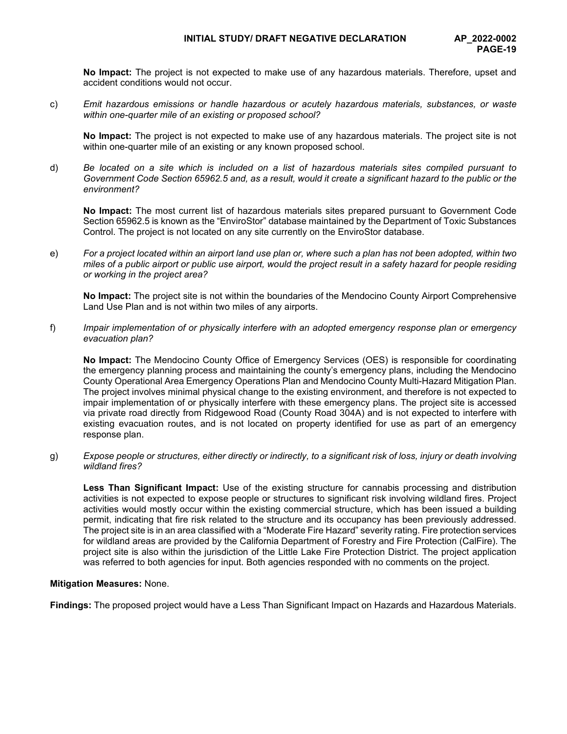**No Impact:** The project is not expected to make use of any hazardous materials. Therefore, upset and accident conditions would not occur.

c) *Emit hazardous emissions or handle hazardous or acutely hazardous materials, substances, or waste within one-quarter mile of an existing or proposed school?*

**No Impact:** The project is not expected to make use of any hazardous materials. The project site is not within one-quarter mile of an existing or any known proposed school.

d) *Be located on a site which is included on a list of hazardous materials sites compiled pursuant to Government Code Section 65962.5 and, as a result, would it create a significant hazard to the public or the environment?*

**No Impact:** The most current list of hazardous materials sites prepared pursuant to Government Code Section 65962.5 is known as the "EnviroStor" database maintained by the Department of Toxic Substances Control. The project is not located on any site currently on the EnviroStor database.

e) *For a project located within an airport land use plan or, where such a plan has not been adopted, within two miles of a public airport or public use airport, would the project result in a safety hazard for people residing or working in the project area?*

**No Impact:** The project site is not within the boundaries of the Mendocino County Airport Comprehensive Land Use Plan and is not within two miles of any airports.

f) *Impair implementation of or physically interfere with an adopted emergency response plan or emergency evacuation plan?*

**No Impact:** The Mendocino County Office of Emergency Services (OES) is responsible for coordinating the emergency planning process and maintaining the county's emergency plans, including the Mendocino County Operational Area Emergency Operations Plan and Mendocino County Multi-Hazard Mitigation Plan. The project involves minimal physical change to the existing environment, and therefore is not expected to impair implementation of or physically interfere with these emergency plans. The project site is accessed via private road directly from Ridgewood Road (County Road 304A) and is not expected to interfere with existing evacuation routes, and is not located on property identified for use as part of an emergency response plan.

g) *Expose people or structures, either directly or indirectly, to a significant risk of loss, injury or death involving wildland fires?*

**Less Than Significant Impact:** Use of the existing structure for cannabis processing and distribution activities is not expected to expose people or structures to significant risk involving wildland fires. Project activities would mostly occur within the existing commercial structure, which has been issued a building permit, indicating that fire risk related to the structure and its occupancy has been previously addressed. The project site is in an area classified with a "Moderate Fire Hazard" severity rating. Fire protection services for wildland areas are provided by the California Department of Forestry and Fire Protection (CalFire). The project site is also within the jurisdiction of the Little Lake Fire Protection District. The project application was referred to both agencies for input. Both agencies responded with no comments on the project.

**Mitigation Measures:** None.

**Findings:** The proposed project would have a Less Than Significant Impact on Hazards and Hazardous Materials.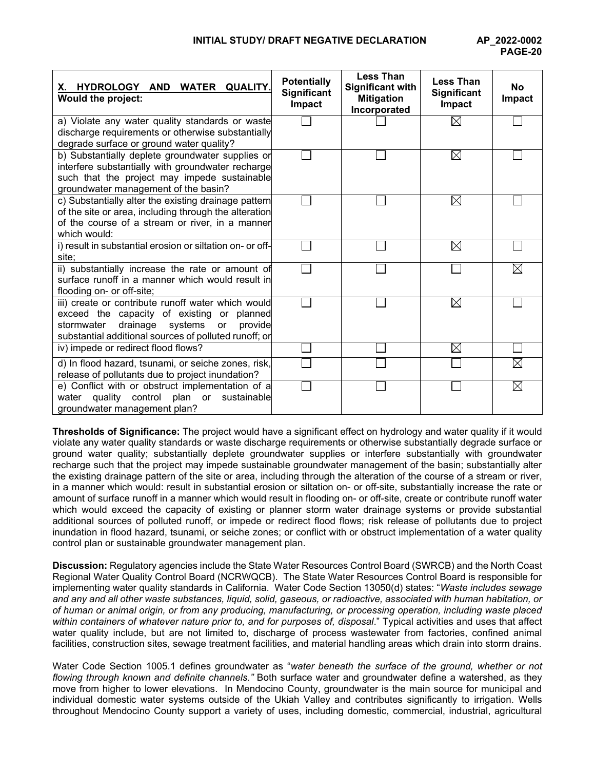| **X. HYDROLOGY AND WATER QUALITY. Would the project:** | **Potentially Significant Impact** | **Less Than Significant with Mitigation Incorporated** | **Less Than Significant Impact** | **No Impact** |
|---|---|---|---|---|
| a) Violate any water quality standards or waste discharge requirements or otherwise substantially degrade surface or ground water quality? | ☐ | ☐ | ☒ | ☐ |
| b) Substantially deplete groundwater supplies or interfere substantially with groundwater recharge such that the project may impede sustainable groundwater management of the basin? | ☐ | ☐ | ☒ | ☐ |
| c) Substantially alter the existing drainage pattern of the site or area, including through the alteration of the course of a stream or river, in a manner which would: | ☐ | ☐ | ☒ | ☐ |
| i) result in substantial erosion or siltation on- or off-site; | ☐ | ☐ | ☒ | ☐ |
| ii) substantially increase the rate or amount of surface runoff in a manner which would result in flooding on- or off-site; | ☐ | ☐ | ☐ | ☒ |
| iii) create or contribute runoff water which would exceed the capacity of existing or planned stormwater drainage systems or provide substantial additional sources of polluted runoff; or | ☐ | ☐ | ☒ | ☐ |
| iv) impede or redirect flood flows? | ☐ | ☐ | ☒ | ☐ |
| d) In flood hazard, tsunami, or seiche zones, risk, release of pollutants due to project inundation? | ☐ | ☐ | ☐ | ☒ |
| e) Conflict with or obstruct implementation of a water quality control plan or sustainable groundwater management plan? | ☐ | ☐ | ☐ | ☒ |

**Thresholds of Significance:** The project would have a significant effect on hydrology and water quality if it would violate any water quality standards or waste discharge requirements or otherwise substantially degrade surface or ground water quality; substantially deplete groundwater supplies or interfere substantially with groundwater recharge such that the project may impede sustainable groundwater management of the basin; substantially alter the existing drainage pattern of the site or area, including through the alteration of the course of a stream or river, in a manner which would: result in substantial erosion or siltation on- or off-site, substantially increase the rate or amount of surface runoff in a manner which would result in flooding on- or off-site, create or contribute runoff water which would exceed the capacity of existing or planner storm water drainage systems or provide substantial additional sources of polluted runoff, or impede or redirect flood flows; risk release of pollutants due to project inundation in flood hazard, tsunami, or seiche zones; or conflict with or obstruct implementation of a water quality control plan or sustainable groundwater management plan.

**Discussion:** Regulatory agencies include the State Water Resources Control Board (SWRCB) and the North Coast Regional Water Quality Control Board (NCRWQCB). The State Water Resources Control Board is responsible for implementing water quality standards in California. Water Code Section 13050(d) states: "*Waste includes sewage and any and all other waste substances, liquid, solid, gaseous, or radioactive, associated with human habitation, or of human or animal origin, or from any producing, manufacturing, or processing operation, including waste placed within containers of whatever nature prior to, and for purposes of, disposal*." Typical activities and uses that affect water quality include, but are not limited to, discharge of process wastewater from factories, confined animal facilities, construction sites, sewage treatment facilities, and material handling areas which drain into storm drains.

Water Code Section 1005.1 defines groundwater as "*water beneath the surface of the ground, whether or not flowing through known and definite channels.*" Both surface water and groundwater define a watershed, as they move from higher to lower elevations. In Mendocino County, groundwater is the main source for municipal and individual domestic water systems outside of the Ukiah Valley and contributes significantly to irrigation. Wells throughout Mendocino County support a variety of uses, including domestic, commercial, industrial, agricultural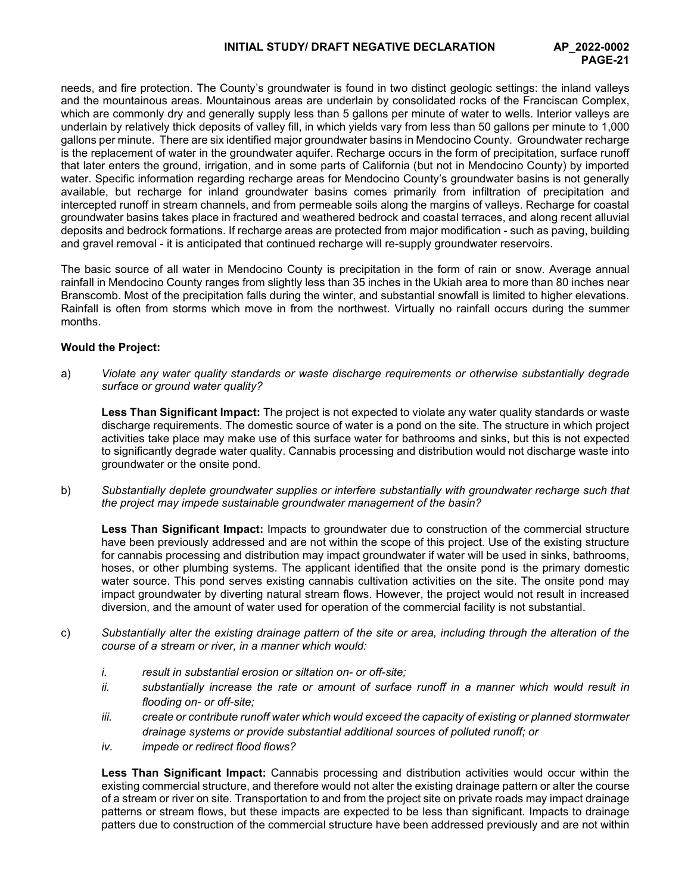needs, and fire protection. The County's groundwater is found in two distinct geologic settings: the inland valleys and the mountainous areas. Mountainous areas are underlain by consolidated rocks of the Franciscan Complex, which are commonly dry and generally supply less than 5 gallons per minute of water to wells. Interior valleys are underlain by relatively thick deposits of valley fill, in which yields vary from less than 50 gallons per minute to 1,000 gallons per minute. There are six identified major groundwater basins in Mendocino County. Groundwater recharge is the replacement of water in the groundwater aquifer. Recharge occurs in the form of precipitation, surface runoff that later enters the ground, irrigation, and in some parts of California (but not in Mendocino County) by imported water. Specific information regarding recharge areas for Mendocino County's groundwater basins is not generally available, but recharge for inland groundwater basins comes primarily from infiltration of precipitation and intercepted runoff in stream channels, and from permeable soils along the margins of valleys. Recharge for coastal groundwater basins takes place in fractured and weathered bedrock and coastal terraces, and along recent alluvial deposits and bedrock formations. If recharge areas are protected from major modification - such as paving, building and gravel removal - it is anticipated that continued recharge will re-supply groundwater reservoirs.

The basic source of all water in Mendocino County is precipitation in the form of rain or snow. Average annual rainfall in Mendocino County ranges from slightly less than 35 inches in the Ukiah area to more than 80 inches near Branscomb. Most of the precipitation falls during the winter, and substantial snowfall is limited to higher elevations. Rainfall is often from storms which move in from the northwest. Virtually no rainfall occurs during the summer months.

**Would the Project:**

a) *Violate any water quality standards or waste discharge requirements or otherwise substantially degrade surface or ground water quality?*

**Less Than Significant Impact:** The project is not expected to violate any water quality standards or waste discharge requirements. The domestic source of water is a pond on the site. The structure in which project activities take place may make use of this surface water for bathrooms and sinks, but this is not expected to significantly degrade water quality. Cannabis processing and distribution would not discharge waste into groundwater or the onsite pond.

b) *Substantially deplete groundwater supplies or interfere substantially with groundwater recharge such that the project may impede sustainable groundwater management of the basin?*

**Less Than Significant Impact:** Impacts to groundwater due to construction of the commercial structure have been previously addressed and are not within the scope of this project. Use of the existing structure for cannabis processing and distribution may impact groundwater if water will be used in sinks, bathrooms, hoses, or other plumbing systems. The applicant identified that the onsite pond is the primary domestic water source. This pond serves existing cannabis cultivation activities on the site. The onsite pond may impact groundwater by diverting natural stream flows. However, the project would not result in increased diversion, and the amount of water used for operation of the commercial facility is not substantial.

c) *Substantially alter the existing drainage pattern of the site or area, including through the alteration of the course of a stream or river, in a manner which would:*

   *i. result in substantial erosion or siltation on- or off-site;*

   *ii. substantially increase the rate or amount of surface runoff in a manner which would result in flooding on- or off-site;*

   *iii. create or contribute runoff water which would exceed the capacity of existing or planned stormwater drainage systems or provide substantial additional sources of polluted runoff; or*

   *iv. impede or redirect flood flows?*

**Less Than Significant Impact:** Cannabis processing and distribution activities would occur within the existing commercial structure, and therefore would not alter the existing drainage pattern or alter the course of a stream or river on site. Transportation to and from the project site on private roads may impact drainage patterns or stream flows, but these impacts are expected to be less than significant. Impacts to drainage patters due to construction of the commercial structure have been addressed previously and are not within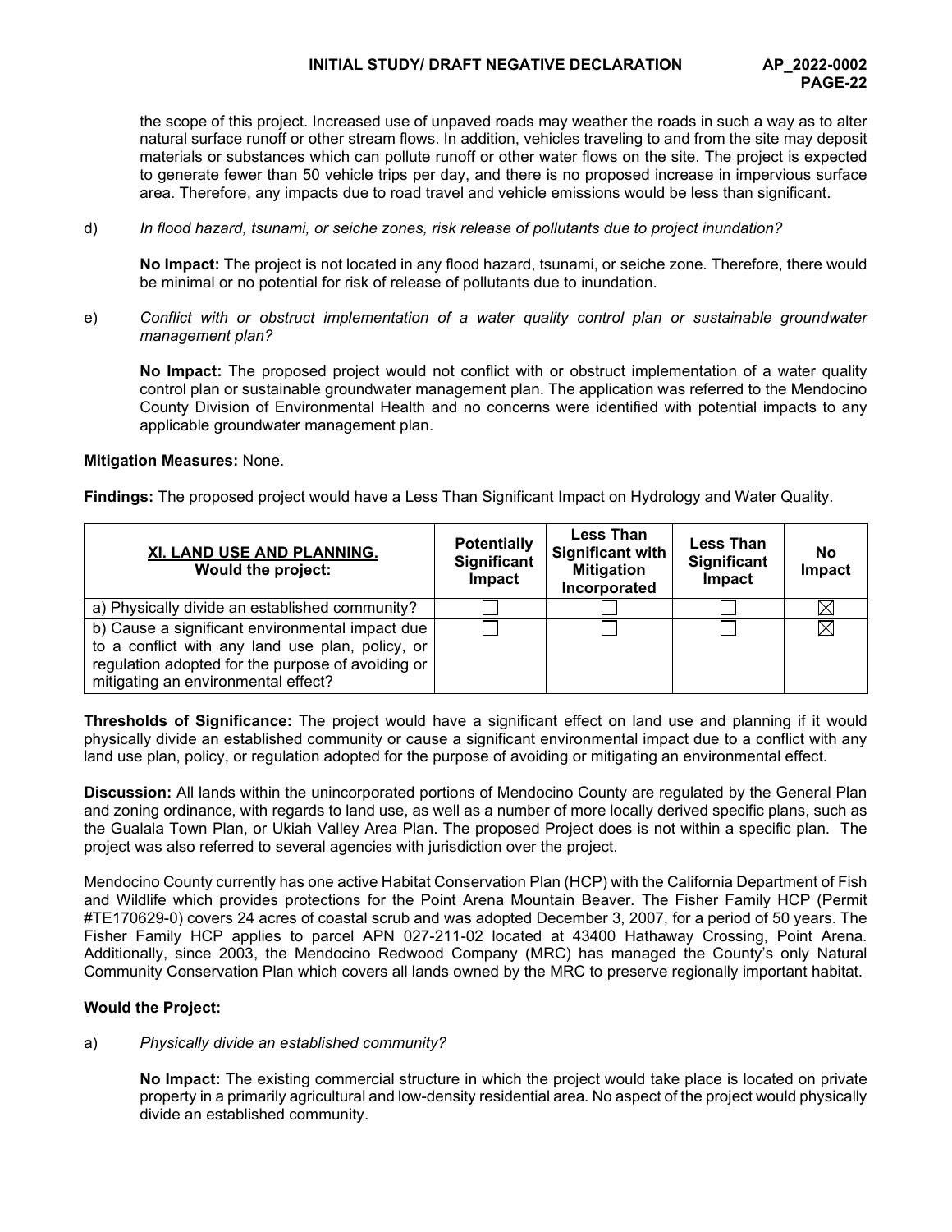the scope of this project. Increased use of unpaved roads may weather the roads in such a way as to alter natural surface runoff or other stream flows. In addition, vehicles traveling to and from the site may deposit materials or substances which can pollute runoff or other water flows on the site. The project is expected to generate fewer than 50 vehicle trips per day, and there is no proposed increase in impervious surface area. Therefore, any impacts due to road travel and vehicle emissions would be less than significant.

d) *In flood hazard, tsunami, or seiche zones, risk release of pollutants due to project inundation?*

**No Impact:** The project is not located in any flood hazard, tsunami, or seiche zone. Therefore, there would be minimal or no potential for risk of release of pollutants due to inundation.

e) *Conflict with or obstruct implementation of a water quality control plan or sustainable groundwater management plan?*

**No Impact:** The proposed project would not conflict with or obstruct implementation of a water quality control plan or sustainable groundwater management plan. The application was referred to the Mendocino County Division of Environmental Health and no concerns were identified with potential impacts to any applicable groundwater management plan.

**Mitigation Measures:** None.

**Findings:** The proposed project would have a Less Than Significant Impact on Hydrology and Water Quality.

| **XI. LAND USE AND PLANNING.** **Would the project:** | **Potentially Significant Impact** | **Less Than Significant with Mitigation Incorporated** | **Less Than Significant Impact** | **No Impact** |
|---|---|---|---|---|
| a) Physically divide an established community? | ☐ | ☐ | ☐ | ☒ |
| b) Cause a significant environmental impact due to a conflict with any land use plan, policy, or regulation adopted for the purpose of avoiding or mitigating an environmental effect? | ☐ | ☐ | ☐ | ☒ |

**Thresholds of Significance:** The project would have a significant effect on land use and planning if it would physically divide an established community or cause a significant environmental impact due to a conflict with any land use plan, policy, or regulation adopted for the purpose of avoiding or mitigating an environmental effect.

**Discussion:** All lands within the unincorporated portions of Mendocino County are regulated by the General Plan and zoning ordinance, with regards to land use, as well as a number of more locally derived specific plans, such as the Gualala Town Plan, or Ukiah Valley Area Plan. The proposed Project does is not within a specific plan. The project was also referred to several agencies with jurisdiction over the project.

Mendocino County currently has one active Habitat Conservation Plan (HCP) with the California Department of Fish and Wildlife which provides protections for the Point Arena Mountain Beaver. The Fisher Family HCP (Permit #TE170629-0) covers 24 acres of coastal scrub and was adopted December 3, 2007, for a period of 50 years. The Fisher Family HCP applies to parcel APN 027-211-02 located at 43400 Hathaway Crossing, Point Arena. Additionally, since 2003, the Mendocino Redwood Company (MRC) has managed the County's only Natural Community Conservation Plan which covers all lands owned by the MRC to preserve regionally important habitat.

**Would the Project:**

a) *Physically divide an established community?*

**No Impact:** The existing commercial structure in which the project would take place is located on private property in a primarily agricultural and low-density residential area. No aspect of the project would physically divide an established community.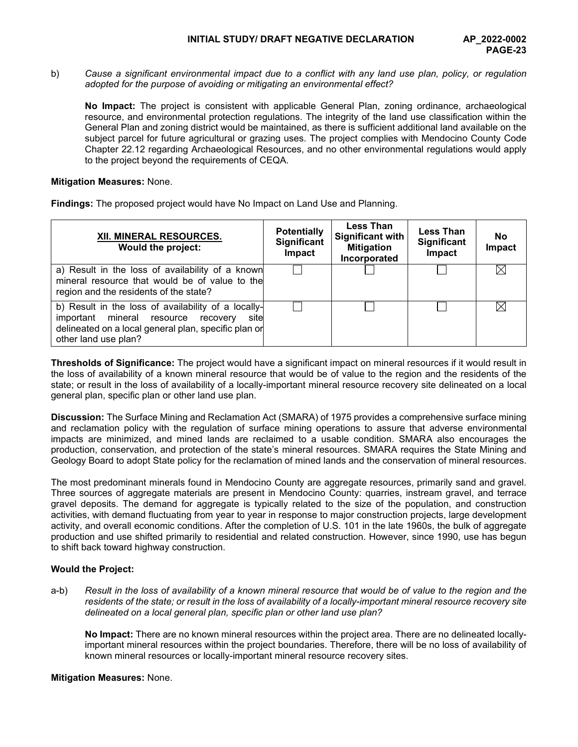b) *Cause a significant environmental impact due to a conflict with any land use plan, policy, or regulation adopted for the purpose of avoiding or mitigating an environmental effect?*

**No Impact:** The project is consistent with applicable General Plan, zoning ordinance, archaeological resource, and environmental protection regulations. The integrity of the land use classification within the General Plan and zoning district would be maintained, as there is sufficient additional land available on the subject parcel for future agricultural or grazing uses. The project complies with Mendocino County Code Chapter 22.12 regarding Archaeological Resources, and no other environmental regulations would apply to the project beyond the requirements of CEQA.

**Mitigation Measures:** None.

**Findings:** The proposed project would have No Impact on Land Use and Planning.

| **XII. MINERAL RESOURCES.** **Would the project:** | **Potentially Significant Impact** | **Less Than Significant with Mitigation Incorporated** | **Less Than Significant Impact** | **No Impact** |
|---|---|---|---|---|
| a) Result in the loss of availability of a known mineral resource that would be of value to the region and the residents of the state? | ☐ | ☐ | ☐ | ☒ |
| b) Result in the loss of availability of a locally-important mineral resource recovery site delineated on a local general plan, specific plan or other land use plan? | ☐ | ☐ | ☐ | ☒ |

**Thresholds of Significance:** The project would have a significant impact on mineral resources if it would result in the loss of availability of a known mineral resource that would be of value to the region and the residents of the state; or result in the loss of availability of a locally-important mineral resource recovery site delineated on a local general plan, specific plan or other land use plan.

**Discussion:** The Surface Mining and Reclamation Act (SMARA) of 1975 provides a comprehensive surface mining and reclamation policy with the regulation of surface mining operations to assure that adverse environmental impacts are minimized, and mined lands are reclaimed to a usable condition. SMARA also encourages the production, conservation, and protection of the state's mineral resources. SMARA requires the State Mining and Geology Board to adopt State policy for the reclamation of mined lands and the conservation of mineral resources.

The most predominant minerals found in Mendocino County are aggregate resources, primarily sand and gravel. Three sources of aggregate materials are present in Mendocino County: quarries, instream gravel, and terrace gravel deposits. The demand for aggregate is typically related to the size of the population, and construction activities, with demand fluctuating from year to year in response to major construction projects, large development activity, and overall economic conditions. After the completion of U.S. 101 in the late 1960s, the bulk of aggregate production and use shifted primarily to residential and related construction. However, since 1990, use has begun to shift back toward highway construction.

**Would the Project:**

a-b) *Result in the loss of availability of a known mineral resource that would be of value to the region and the residents of the state; or result in the loss of availability of a locally-important mineral resource recovery site delineated on a local general plan, specific plan or other land use plan?*

**No Impact:** There are no known mineral resources within the project area. There are no delineated locally-important mineral resources within the project boundaries. Therefore, there will be no loss of availability of known mineral resources or locally-important mineral resource recovery sites.

**Mitigation Measures:** None.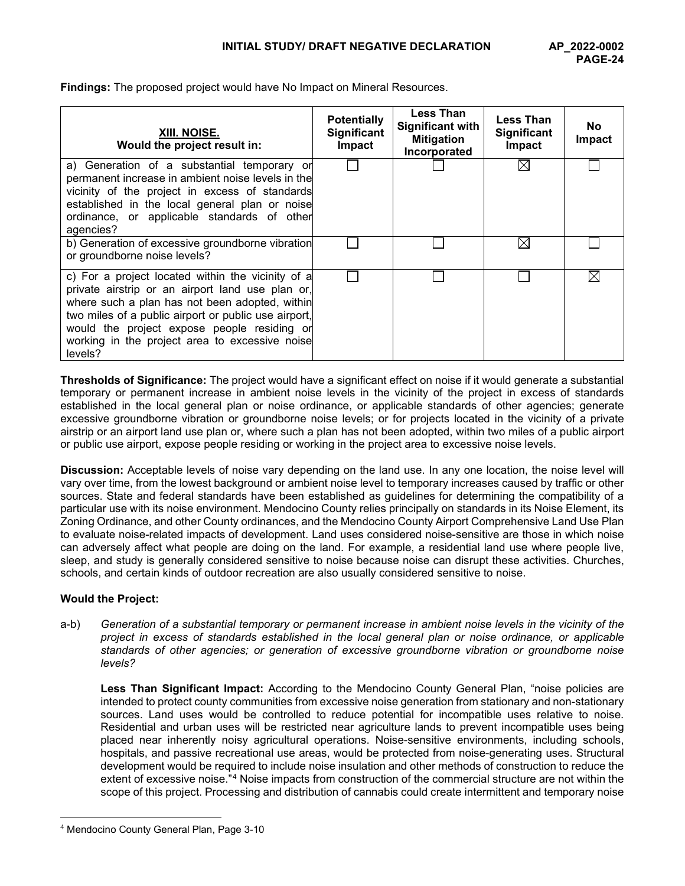**Findings:** The proposed project would have No Impact on Mineral Resources.

| XIII. NOISE. Would the project result in: | Potentially Significant Impact | Less Than Significant with Mitigation Incorporated | Less Than Significant Impact | No Impact |
|---|---|---|---|---|
| a) Generation of a substantial temporary or permanent increase in ambient noise levels in the vicinity of the project in excess of standards established in the local general plan or noise ordinance, or applicable standards of other agencies? | ☐ | ☐ | ☒ | ☐ |
| b) Generation of excessive groundborne vibration or groundborne noise levels? | ☐ | ☐ | ☒ | ☐ |
| c) For a project located within the vicinity of a private airstrip or an airport land use plan or, where such a plan has not been adopted, within two miles of a public airport or public use airport, would the project expose people residing or working in the project area to excessive noise levels? | ☐ | ☐ | ☐ | ☒ |

**Thresholds of Significance:** The project would have a significant effect on noise if it would generate a substantial temporary or permanent increase in ambient noise levels in the vicinity of the project in excess of standards established in the local general plan or noise ordinance, or applicable standards of other agencies; generate excessive groundborne vibration or groundborne noise levels; or for projects located in the vicinity of a private airstrip or an airport land use plan or, where such a plan has not been adopted, within two miles of a public airport or public use airport, expose people residing or working in the project area to excessive noise levels.

**Discussion:** Acceptable levels of noise vary depending on the land use. In any one location, the noise level will vary over time, from the lowest background or ambient noise level to temporary increases caused by traffic or other sources. State and federal standards have been established as guidelines for determining the compatibility of a particular use with its noise environment. Mendocino County relies principally on standards in its Noise Element, its Zoning Ordinance, and other County ordinances, and the Mendocino County Airport Comprehensive Land Use Plan to evaluate noise-related impacts of development. Land uses considered noise-sensitive are those in which noise can adversely affect what people are doing on the land. For example, a residential land use where people live, sleep, and study is generally considered sensitive to noise because noise can disrupt these activities. Churches, schools, and certain kinds of outdoor recreation are also usually considered sensitive to noise.

**Would the Project:**

a-b) *Generation of a substantial temporary or permanent increase in ambient noise levels in the vicinity of the project in excess of standards established in the local general plan or noise ordinance, or applicable standards of other agencies; or generation of excessive groundborne vibration or groundborne noise levels?*

**Less Than Significant Impact:** According to the Mendocino County General Plan, "noise policies are intended to protect county communities from excessive noise generation from stationary and non-stationary sources. Land uses would be controlled to reduce potential for incompatible uses relative to noise. Residential and urban uses will be restricted near agriculture lands to prevent incompatible uses being placed near inherently noisy agricultural operations. Noise-sensitive environments, including schools, hospitals, and passive recreational use areas, would be protected from noise-generating uses. Structural development would be required to include noise insulation and other methods of construction to reduce the extent of excessive noise."[4] Noise impacts from construction of the commercial structure are not within the scope of this project. Processing and distribution of cannabis could create intermittent and temporary noise

[4] Mendocino County General Plan, Page 3-10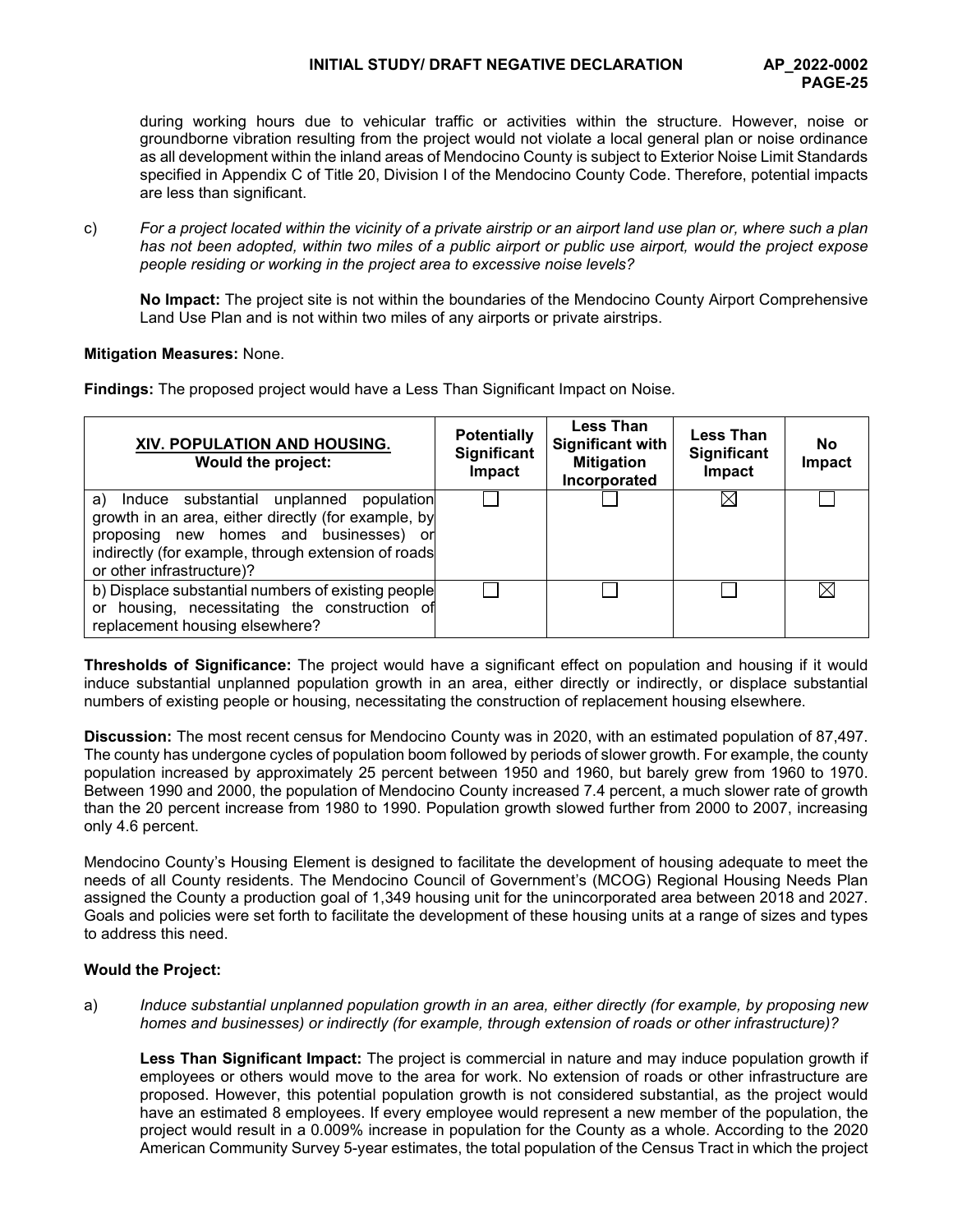during working hours due to vehicular traffic or activities within the structure. However, noise or groundborne vibration resulting from the project would not violate a local general plan or noise ordinance as all development within the inland areas of Mendocino County is subject to Exterior Noise Limit Standards specified in Appendix C of Title 20, Division I of the Mendocino County Code. Therefore, potential impacts are less than significant.

c) *For a project located within the vicinity of a private airstrip or an airport land use plan or, where such a plan has not been adopted, within two miles of a public airport or public use airport, would the project expose people residing or working in the project area to excessive noise levels?*

**No Impact:** The project site is not within the boundaries of the Mendocino County Airport Comprehensive Land Use Plan and is not within two miles of any airports or private airstrips.

**Mitigation Measures:** None.

**Findings:** The proposed project would have a Less Than Significant Impact on Noise.

| XIV. POPULATION AND HOUSING. Would the project: | Potentially Significant Impact | Less Than Significant with Mitigation Incorporated | Less Than Significant Impact | No Impact |
|---|---|---|---|---|
| a) Induce substantial unplanned population growth in an area, either directly (for example, by proposing new homes and businesses) or indirectly (for example, through extension of roads or other infrastructure)? | ☐ | ☐ | ☒ | ☐ |
| b) Displace substantial numbers of existing people or housing, necessitating the construction of replacement housing elsewhere? | ☐ | ☐ | ☐ | ☒ |

**Thresholds of Significance:** The project would have a significant effect on population and housing if it would induce substantial unplanned population growth in an area, either directly or indirectly, or displace substantial numbers of existing people or housing, necessitating the construction of replacement housing elsewhere.

**Discussion:** The most recent census for Mendocino County was in 2020, with an estimated population of 87,497. The county has undergone cycles of population boom followed by periods of slower growth. For example, the county population increased by approximately 25 percent between 1950 and 1960, but barely grew from 1960 to 1970. Between 1990 and 2000, the population of Mendocino County increased 7.4 percent, a much slower rate of growth than the 20 percent increase from 1980 to 1990. Population growth slowed further from 2000 to 2007, increasing only 4.6 percent.

Mendocino County's Housing Element is designed to facilitate the development of housing adequate to meet the needs of all County residents. The Mendocino Council of Government's (MCOG) Regional Housing Needs Plan assigned the County a production goal of 1,349 housing unit for the unincorporated area between 2018 and 2027. Goals and policies were set forth to facilitate the development of these housing units at a range of sizes and types to address this need.

**Would the Project:**

a) *Induce substantial unplanned population growth in an area, either directly (for example, by proposing new homes and businesses) or indirectly (for example, through extension of roads or other infrastructure)?*

**Less Than Significant Impact:** The project is commercial in nature and may induce population growth if employees or others would move to the area for work. No extension of roads or other infrastructure are proposed. However, this potential population growth is not considered substantial, as the project would have an estimated 8 employees. If every employee would represent a new member of the population, the project would result in a 0.009% increase in population for the County as a whole. According to the 2020 American Community Survey 5-year estimates, the total population of the Census Tract in which the project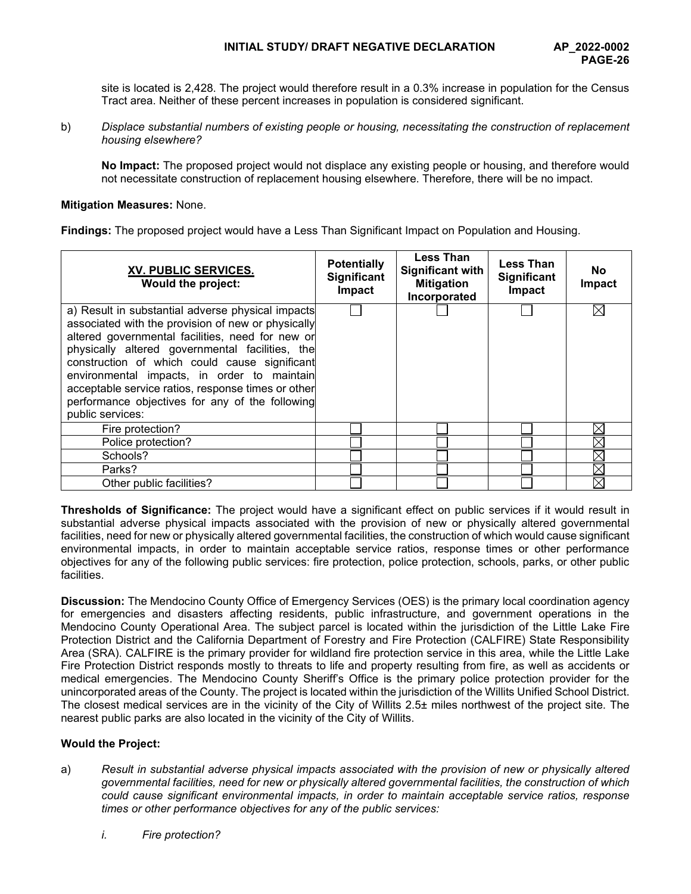site is located is 2,428. The project would therefore result in a 0.3% increase in population for the Census Tract area. Neither of these percent increases in population is considered significant.

b) *Displace substantial numbers of existing people or housing, necessitating the construction of replacement housing elsewhere?*

**No Impact:** The proposed project would not displace any existing people or housing, and therefore would not necessitate construction of replacement housing elsewhere. Therefore, there will be no impact.

**Mitigation Measures:** None.

**Findings:** The proposed project would have a Less Than Significant Impact on Population and Housing.

| **XV. PUBLIC SERVICES.** **Would the project:** | **Potentially Significant Impact** | **Less Than Significant with Mitigation Incorporated** | **Less Than Significant Impact** | **No Impact** |
|---|---|---|---|---|
| a) Result in substantial adverse physical impacts associated with the provision of new or physically altered governmental facilities, need for new or physically altered governmental facilities, the construction of which could cause significant environmental impacts, in order to maintain acceptable service ratios, response times or other performance objectives for any of the following public services: | ☐ | ☐ | ☐ | ☒ |
| Fire protection? | ☐ | ☐ | ☐ | ☒ |
| Police protection? | ☐ | ☐ | ☐ | ☒ |
| Schools? | ☐ | ☐ | ☐ | ☒ |
| Parks? | ☐ | ☐ | ☐ | ☒ |
| Other public facilities? | ☐ | ☐ | ☐ | ☒ |

**Thresholds of Significance:** The project would have a significant effect on public services if it would result in substantial adverse physical impacts associated with the provision of new or physically altered governmental facilities, need for new or physically altered governmental facilities, the construction of which would cause significant environmental impacts, in order to maintain acceptable service ratios, response times or other performance objectives for any of the following public services: fire protection, police protection, schools, parks, or other public facilities.

**Discussion:** The Mendocino County Office of Emergency Services (OES) is the primary local coordination agency for emergencies and disasters affecting residents, public infrastructure, and government operations in the Mendocino County Operational Area. The subject parcel is located within the jurisdiction of the Little Lake Fire Protection District and the California Department of Forestry and Fire Protection (CALFIRE) State Responsibility Area (SRA). CALFIRE is the primary provider for wildland fire protection service in this area, while the Little Lake Fire Protection District responds mostly to threats to life and property resulting from fire, as well as accidents or medical emergencies. The Mendocino County Sheriff's Office is the primary police protection provider for the unincorporated areas of the County. The project is located within the jurisdiction of the Willits Unified School District. The closest medical services are in the vicinity of the City of Willits 2.5± miles northwest of the project site. The nearest public parks are also located in the vicinity of the City of Willits.

**Would the Project:**

a) *Result in substantial adverse physical impacts associated with the provision of new or physically altered governmental facilities, need for new or physically altered governmental facilities, the construction of which could cause significant environmental impacts, in order to maintain acceptable service ratios, response times or other performance objectives for any of the public services:*

   i. *Fire protection?*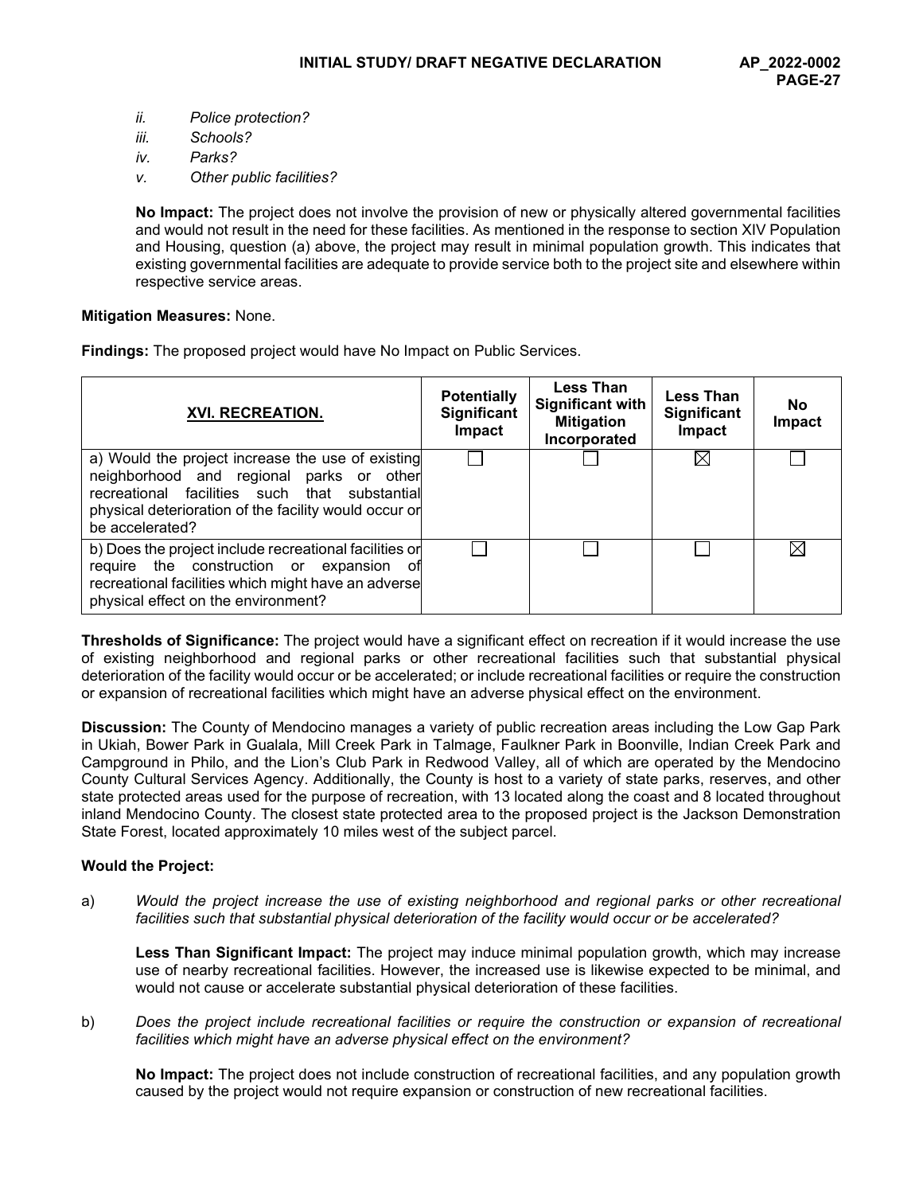- *ii. Police protection?*
- *iii. Schools?*
- *iv. Parks?*
- *v. Other public facilities?*

**No Impact:** The project does not involve the provision of new or physically altered governmental facilities and would not result in the need for these facilities. As mentioned in the response to section XIV Population and Housing, question (a) above, the project may result in minimal population growth. This indicates that existing governmental facilities are adequate to provide service both to the project site and elsewhere within respective service areas.

**Mitigation Measures:** None.

**Findings:** The proposed project would have No Impact on Public Services.

| **XVI. RECREATION.** | **Potentially Significant Impact** | **Less Than Significant with Mitigation Incorporated** | **Less Than Significant Impact** | **No Impact** |
|---|---|---|---|---|
| a) Would the project increase the use of existing neighborhood and regional parks or other recreational facilities such that substantial physical deterioration of the facility would occur or be accelerated? | ☐ | ☐ | ☒ | ☐ |
| b) Does the project include recreational facilities or require the construction or expansion of recreational facilities which might have an adverse physical effect on the environment? | ☐ | ☐ | ☐ | ☒ |

**Thresholds of Significance:** The project would have a significant effect on recreation if it would increase the use of existing neighborhood and regional parks or other recreational facilities such that substantial physical deterioration of the facility would occur or be accelerated; or include recreational facilities or require the construction or expansion of recreational facilities which might have an adverse physical effect on the environment.

**Discussion:** The County of Mendocino manages a variety of public recreation areas including the Low Gap Park in Ukiah, Bower Park in Gualala, Mill Creek Park in Talmage, Faulkner Park in Boonville, Indian Creek Park and Campground in Philo, and the Lion's Club Park in Redwood Valley, all of which are operated by the Mendocino County Cultural Services Agency. Additionally, the County is host to a variety of state parks, reserves, and other state protected areas used for the purpose of recreation, with 13 located along the coast and 8 located throughout inland Mendocino County. The closest state protected area to the proposed project is the Jackson Demonstration State Forest, located approximately 10 miles west of the subject parcel.

**Would the Project:**

a) *Would the project increase the use of existing neighborhood and regional parks or other recreational facilities such that substantial physical deterioration of the facility would occur or be accelerated?*

**Less Than Significant Impact:** The project may induce minimal population growth, which may increase use of nearby recreational facilities. However, the increased use is likewise expected to be minimal, and would not cause or accelerate substantial physical deterioration of these facilities.

b) *Does the project include recreational facilities or require the construction or expansion of recreational facilities which might have an adverse physical effect on the environment?*

**No Impact:** The project does not include construction of recreational facilities, and any population growth caused by the project would not require expansion or construction of new recreational facilities.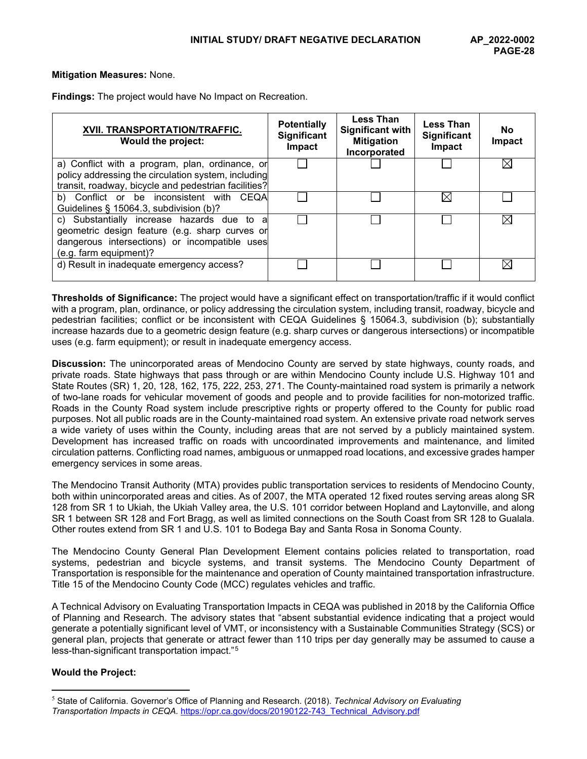**Mitigation Measures:** None.

**Findings:** The project would have No Impact on Recreation.

| **XVII. TRANSPORTATION/TRAFFIC.** Would the project: | Potentially Significant Impact | Less Than Significant with Mitigation Incorporated | Less Than Significant Impact | No Impact |
|---|---|---|---|---|
| a) Conflict with a program, plan, ordinance, or policy addressing the circulation system, including transit, roadway, bicycle and pedestrian facilities? | ☐ | ☐ | ☐ | ☒ |
| b) Conflict or be inconsistent with CEQA Guidelines § 15064.3, subdivision (b)? | ☐ | ☐ | ☒ | ☐ |
| c) Substantially increase hazards due to a geometric design feature (e.g. sharp curves or dangerous intersections) or incompatible uses (e.g. farm equipment)? | ☐ | ☐ | ☐ | ☒ |
| d) Result in inadequate emergency access? | ☐ | ☐ | ☐ | ☒ |

**Thresholds of Significance:** The project would have a significant effect on transportation/traffic if it would conflict with a program, plan, ordinance, or policy addressing the circulation system, including transit, roadway, bicycle and pedestrian facilities; conflict or be inconsistent with CEQA Guidelines § 15064.3, subdivision (b); substantially increase hazards due to a geometric design feature (e.g. sharp curves or dangerous intersections) or incompatible uses (e.g. farm equipment); or result in inadequate emergency access.

**Discussion:** The unincorporated areas of Mendocino County are served by state highways, county roads, and private roads. State highways that pass through or are within Mendocino County include U.S. Highway 101 and State Routes (SR) 1, 20, 128, 162, 175, 222, 253, 271. The County-maintained road system is primarily a network of two-lane roads for vehicular movement of goods and people and to provide facilities for non-motorized traffic. Roads in the County Road system include prescriptive rights or property offered to the County for public road purposes. Not all public roads are in the County-maintained road system. An extensive private road network serves a wide variety of uses within the County, including areas that are not served by a publicly maintained system. Development has increased traffic on roads with uncoordinated improvements and maintenance, and limited circulation patterns. Conflicting road names, ambiguous or unmapped road locations, and excessive grades hamper emergency services in some areas.

The Mendocino Transit Authority (MTA) provides public transportation services to residents of Mendocino County, both within unincorporated areas and cities. As of 2007, the MTA operated 12 fixed routes serving areas along SR 128 from SR 1 to Ukiah, the Ukiah Valley area, the U.S. 101 corridor between Hopland and Laytonville, and along SR 1 between SR 128 and Fort Bragg, as well as limited connections on the South Coast from SR 128 to Gualala. Other routes extend from SR 1 and U.S. 101 to Bodega Bay and Santa Rosa in Sonoma County.

The Mendocino County General Plan Development Element contains policies related to transportation, road systems, pedestrian and bicycle systems, and transit systems. The Mendocino County Department of Transportation is responsible for the maintenance and operation of County maintained transportation infrastructure. Title 15 of the Mendocino County Code (MCC) regulates vehicles and traffic.

A Technical Advisory on Evaluating Transportation Impacts in CEQA was published in 2018 by the California Office of Planning and Research. The advisory states that "absent substantial evidence indicating that a project would generate a potentially significant level of VMT, or inconsistency with a Sustainable Communities Strategy (SCS) or general plan, projects that generate or attract fewer than 110 trips per day generally may be assumed to cause a less-than-significant transportation impact."[5]

**Would the Project:**

---

[5] State of California. Governor's Office of Planning and Research. (2018). *Technical Advisory on Evaluating Transportation Impacts in CEQA.* https://opr.ca.gov/docs/20190122-743_Technical_Advisory.pdf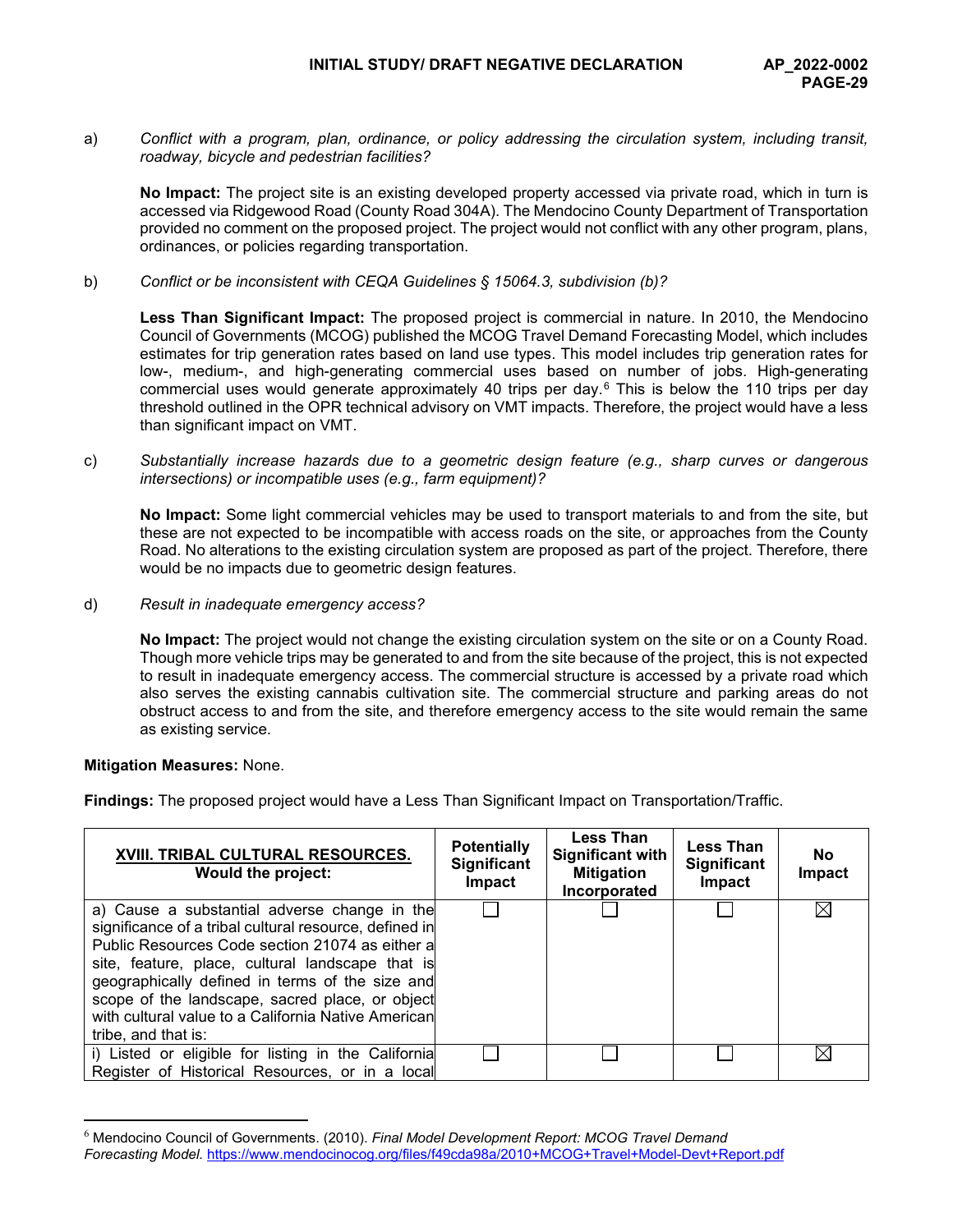a) *Conflict with a program, plan, ordinance, or policy addressing the circulation system, including transit, roadway, bicycle and pedestrian facilities?*

**No Impact:** The project site is an existing developed property accessed via private road, which in turn is accessed via Ridgewood Road (County Road 304A). The Mendocino County Department of Transportation provided no comment on the proposed project. The project would not conflict with any other program, plans, ordinances, or policies regarding transportation.

b) *Conflict or be inconsistent with CEQA Guidelines § 15064.3, subdivision (b)?*

**Less Than Significant Impact:** The proposed project is commercial in nature. In 2010, the Mendocino Council of Governments (MCOG) published the MCOG Travel Demand Forecasting Model, which includes estimates for trip generation rates based on land use types. This model includes trip generation rates for low-, medium-, and high-generating commercial uses based on number of jobs. High-generating commercial uses would generate approximately 40 trips per day.[6] This is below the 110 trips per day threshold outlined in the OPR technical advisory on VMT impacts. Therefore, the project would have a less than significant impact on VMT.

c) *Substantially increase hazards due to a geometric design feature (e.g., sharp curves or dangerous intersections) or incompatible uses (e.g., farm equipment)?*

**No Impact:** Some light commercial vehicles may be used to transport materials to and from the site, but these are not expected to be incompatible with access roads on the site, or approaches from the County Road. No alterations to the existing circulation system are proposed as part of the project. Therefore, there would be no impacts due to geometric design features.

d) *Result in inadequate emergency access?*

**No Impact:** The project would not change the existing circulation system on the site or on a County Road. Though more vehicle trips may be generated to and from the site because of the project, this is not expected to result in inadequate emergency access. The commercial structure is accessed by a private road which also serves the existing cannabis cultivation site. The commercial structure and parking areas do not obstruct access to and from the site, and therefore emergency access to the site would remain the same as existing service.

**Mitigation Measures:** None.

**Findings:** The proposed project would have a Less Than Significant Impact on Transportation/Traffic.

| **XVIII. TRIBAL CULTURAL RESOURCES.** Would the project: | Potentially Significant Impact | Less Than Significant with Mitigation Incorporated | Less Than Significant Impact | No Impact |
|---|---|---|---|---|
| a) Cause a substantial adverse change in the significance of a tribal cultural resource, defined in Public Resources Code section 21074 as either a site, feature, place, cultural landscape that is geographically defined in terms of the size and scope of the landscape, sacred place, or object with cultural value to a California Native American tribe, and that is: | ☐ | ☐ | ☐ | ☒ |
| i) Listed or eligible for listing in the California Register of Historical Resources, or in a local | ☐ | ☐ | ☐ | ☒ |

[6] Mendocino Council of Governments. (2010). *Final Model Development Report: MCOG Travel Demand Forecasting Model.* https://www.mendocinocog.org/files/f49cda98a/2010+MCOG+Travel+Model-Devt+Report.pdf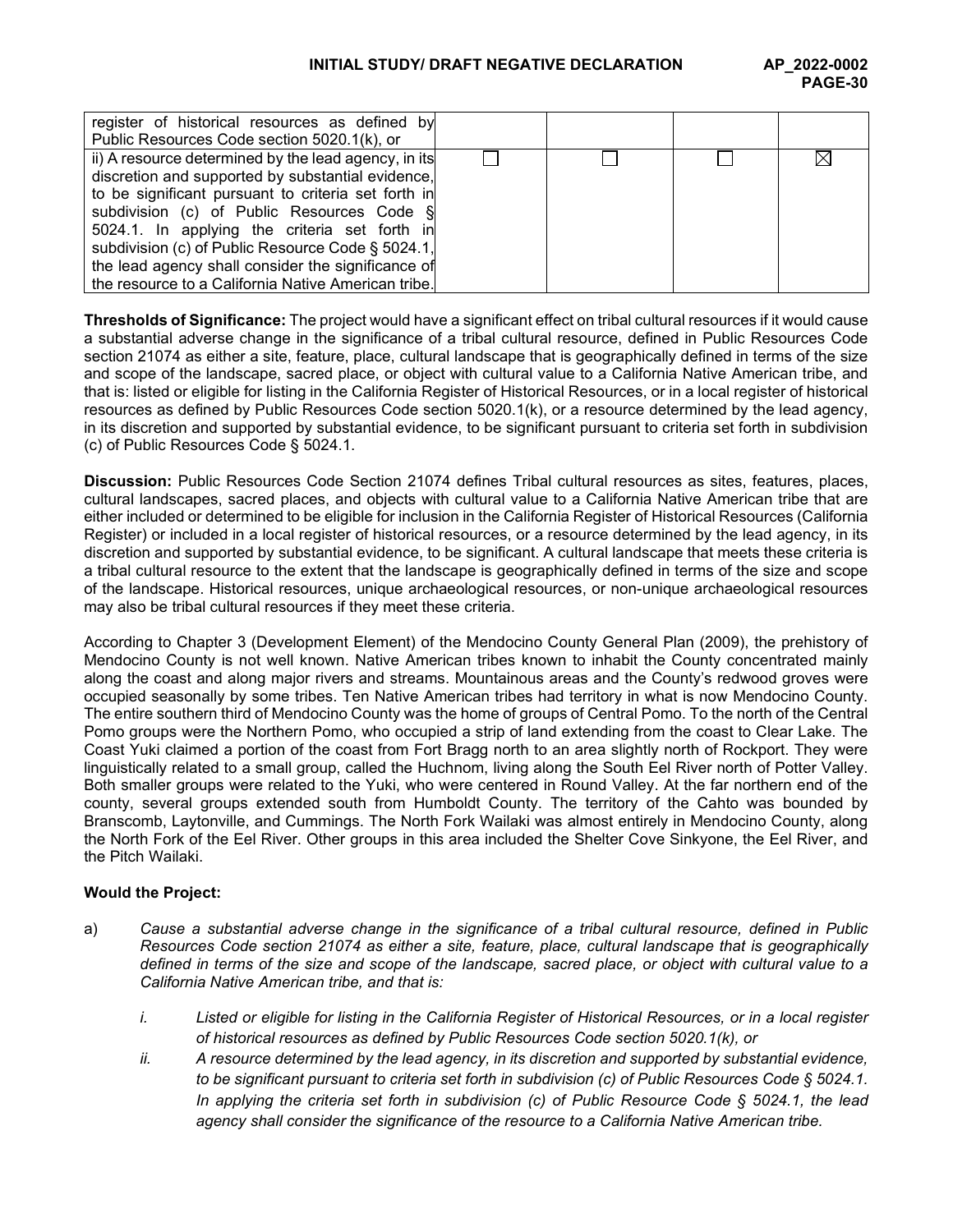| | | | | |
|---|---|---|---|---|
| register of historical resources as defined by Public Resources Code section 5020.1(k), or | | | | |
| ii) A resource determined by the lead agency, in its discretion and supported by substantial evidence, to be significant pursuant to criteria set forth in subdivision (c) of Public Resources Code § 5024.1. In applying the criteria set forth in subdivision (c) of Public Resource Code § 5024.1, the lead agency shall consider the significance of the resource to a California Native American tribe. | ☐ | ☐ | ☐ | ☒ |

**Thresholds of Significance:** The project would have a significant effect on tribal cultural resources if it would cause a substantial adverse change in the significance of a tribal cultural resource, defined in Public Resources Code section 21074 as either a site, feature, place, cultural landscape that is geographically defined in terms of the size and scope of the landscape, sacred place, or object with cultural value to a California Native American tribe, and that is: listed or eligible for listing in the California Register of Historical Resources, or in a local register of historical resources as defined by Public Resources Code section 5020.1(k), or a resource determined by the lead agency, in its discretion and supported by substantial evidence, to be significant pursuant to criteria set forth in subdivision (c) of Public Resources Code § 5024.1.

**Discussion:** Public Resources Code Section 21074 defines Tribal cultural resources as sites, features, places, cultural landscapes, sacred places, and objects with cultural value to a California Native American tribe that are either included or determined to be eligible for inclusion in the California Register of Historical Resources (California Register) or included in a local register of historical resources, or a resource determined by the lead agency, in its discretion and supported by substantial evidence, to be significant. A cultural landscape that meets these criteria is a tribal cultural resource to the extent that the landscape is geographically defined in terms of the size and scope of the landscape. Historical resources, unique archaeological resources, or non-unique archaeological resources may also be tribal cultural resources if they meet these criteria.

According to Chapter 3 (Development Element) of the Mendocino County General Plan (2009), the prehistory of Mendocino County is not well known. Native American tribes known to inhabit the County concentrated mainly along the coast and along major rivers and streams. Mountainous areas and the County's redwood groves were occupied seasonally by some tribes. Ten Native American tribes had territory in what is now Mendocino County. The entire southern third of Mendocino County was the home of groups of Central Pomo. To the north of the Central Pomo groups were the Northern Pomo, who occupied a strip of land extending from the coast to Clear Lake. The Coast Yuki claimed a portion of the coast from Fort Bragg north to an area slightly north of Rockport. They were linguistically related to a small group, called the Huchnom, living along the South Eel River north of Potter Valley. Both smaller groups were related to the Yuki, who were centered in Round Valley. At the far northern end of the county, several groups extended south from Humboldt County. The territory of the Cahto was bounded by Branscomb, Laytonville, and Cummings. The North Fork Wailaki was almost entirely in Mendocino County, along the North Fork of the Eel River. Other groups in this area included the Shelter Cove Sinkyone, the Eel River, and the Pitch Wailaki.

**Would the Project:**

a) *Cause a substantial adverse change in the significance of a tribal cultural resource, defined in Public Resources Code section 21074 as either a site, feature, place, cultural landscape that is geographically defined in terms of the size and scope of the landscape, sacred place, or object with cultural value to a California Native American tribe, and that is:*

   i. *Listed or eligible for listing in the California Register of Historical Resources, or in a local register of historical resources as defined by Public Resources Code section 5020.1(k), or*

   ii. *A resource determined by the lead agency, in its discretion and supported by substantial evidence, to be significant pursuant to criteria set forth in subdivision (c) of Public Resources Code § 5024.1. In applying the criteria set forth in subdivision (c) of Public Resource Code § 5024.1, the lead agency shall consider the significance of the resource to a California Native American tribe.*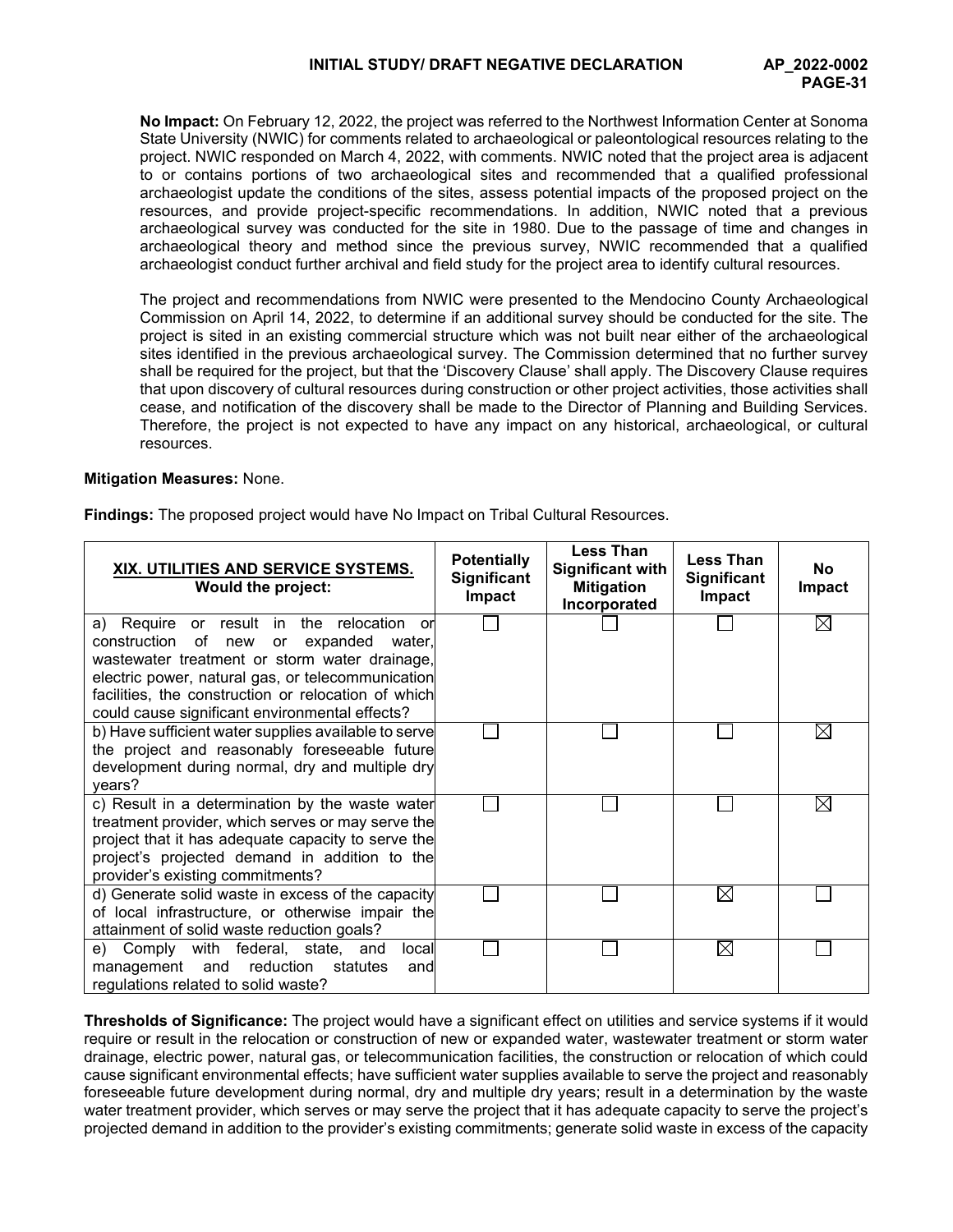**No Impact:** On February 12, 2022, the project was referred to the Northwest Information Center at Sonoma State University (NWIC) for comments related to archaeological or paleontological resources relating to the project. NWIC responded on March 4, 2022, with comments. NWIC noted that the project area is adjacent to or contains portions of two archaeological sites and recommended that a qualified professional archaeologist update the conditions of the sites, assess potential impacts of the proposed project on the resources, and provide project-specific recommendations. In addition, NWIC noted that a previous archaeological survey was conducted for the site in 1980. Due to the passage of time and changes in archaeological theory and method since the previous survey, NWIC recommended that a qualified archaeologist conduct further archival and field study for the project area to identify cultural resources.

The project and recommendations from NWIC were presented to the Mendocino County Archaeological Commission on April 14, 2022, to determine if an additional survey should be conducted for the site. The project is sited in an existing commercial structure which was not built near either of the archaeological sites identified in the previous archaeological survey. The Commission determined that no further survey shall be required for the project, but that the 'Discovery Clause' shall apply. The Discovery Clause requires that upon discovery of cultural resources during construction or other project activities, those activities shall cease, and notification of the discovery shall be made to the Director of Planning and Building Services. Therefore, the project is not expected to have any impact on any historical, archaeological, or cultural resources.

**Mitigation Measures:** None.

**Findings:** The proposed project would have No Impact on Tribal Cultural Resources.

| **XIX. UTILITIES AND SERVICE SYSTEMS.** Would the project: | Potentially Significant Impact | Less Than Significant with Mitigation Incorporated | Less Than Significant Impact | No Impact |
|---|---|---|---|---|
| a) Require or result in the relocation or construction of new or expanded water, wastewater treatment or storm water drainage, electric power, natural gas, or telecommunication facilities, the construction or relocation of which could cause significant environmental effects? | ☐ | ☐ | ☐ | ☒ |
| b) Have sufficient water supplies available to serve the project and reasonably foreseeable future development during normal, dry and multiple dry years? | ☐ | ☐ | ☐ | ☒ |
| c) Result in a determination by the waste water treatment provider, which serves or may serve the project that it has adequate capacity to serve the project's projected demand in addition to the provider's existing commitments? | ☐ | ☐ | ☐ | ☒ |
| d) Generate solid waste in excess of the capacity of local infrastructure, or otherwise impair the attainment of solid waste reduction goals? | ☐ | ☐ | ☒ | ☐ |
| e) Comply with federal, state, and local management and reduction statutes and regulations related to solid waste? | ☐ | ☐ | ☒ | ☐ |

**Thresholds of Significance:** The project would have a significant effect on utilities and service systems if it would require or result in the relocation or construction of new or expanded water, wastewater treatment or storm water drainage, electric power, natural gas, or telecommunication facilities, the construction or relocation of which could cause significant environmental effects; have sufficient water supplies available to serve the project and reasonably foreseeable future development during normal, dry and multiple dry years; result in a determination by the waste water treatment provider, which serves or may serve the project that it has adequate capacity to serve the project's projected demand in addition to the provider's existing commitments; generate solid waste in excess of the capacity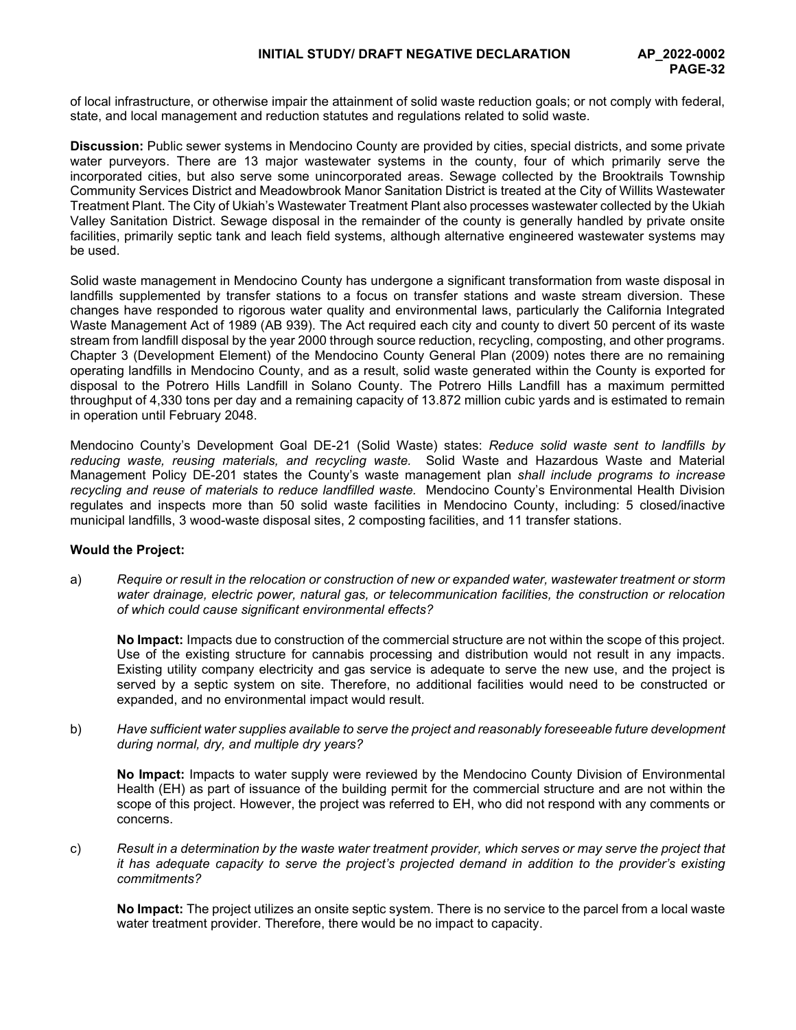of local infrastructure, or otherwise impair the attainment of solid waste reduction goals; or not comply with federal, state, and local management and reduction statutes and regulations related to solid waste.

**Discussion:** Public sewer systems in Mendocino County are provided by cities, special districts, and some private water purveyors. There are 13 major wastewater systems in the county, four of which primarily serve the incorporated cities, but also serve some unincorporated areas. Sewage collected by the Brooktrails Township Community Services District and Meadowbrook Manor Sanitation District is treated at the City of Willits Wastewater Treatment Plant. The City of Ukiah's Wastewater Treatment Plant also processes wastewater collected by the Ukiah Valley Sanitation District. Sewage disposal in the remainder of the county is generally handled by private onsite facilities, primarily septic tank and leach field systems, although alternative engineered wastewater systems may be used.

Solid waste management in Mendocino County has undergone a significant transformation from waste disposal in landfills supplemented by transfer stations to a focus on transfer stations and waste stream diversion. These changes have responded to rigorous water quality and environmental laws, particularly the California Integrated Waste Management Act of 1989 (AB 939). The Act required each city and county to divert 50 percent of its waste stream from landfill disposal by the year 2000 through source reduction, recycling, composting, and other programs. Chapter 3 (Development Element) of the Mendocino County General Plan (2009) notes there are no remaining operating landfills in Mendocino County, and as a result, solid waste generated within the County is exported for disposal to the Potrero Hills Landfill in Solano County. The Potrero Hills Landfill has a maximum permitted throughput of 4,330 tons per day and a remaining capacity of 13.872 million cubic yards and is estimated to remain in operation until February 2048.

Mendocino County's Development Goal DE-21 (Solid Waste) states: *Reduce solid waste sent to landfills by reducing waste, reusing materials, and recycling waste.* Solid Waste and Hazardous Waste and Material Management Policy DE-201 states the County's waste management plan *shall include programs to increase recycling and reuse of materials to reduce landfilled waste.* Mendocino County's Environmental Health Division regulates and inspects more than 50 solid waste facilities in Mendocino County, including: 5 closed/inactive municipal landfills, 3 wood-waste disposal sites, 2 composting facilities, and 11 transfer stations.

**Would the Project:**

a) *Require or result in the relocation or construction of new or expanded water, wastewater treatment or storm water drainage, electric power, natural gas, or telecommunication facilities, the construction or relocation of which could cause significant environmental effects?*

**No Impact:** Impacts due to construction of the commercial structure are not within the scope of this project. Use of the existing structure for cannabis processing and distribution would not result in any impacts. Existing utility company electricity and gas service is adequate to serve the new use, and the project is served by a septic system on site. Therefore, no additional facilities would need to be constructed or expanded, and no environmental impact would result.

b) *Have sufficient water supplies available to serve the project and reasonably foreseeable future development during normal, dry, and multiple dry years?*

**No Impact:** Impacts to water supply were reviewed by the Mendocino County Division of Environmental Health (EH) as part of issuance of the building permit for the commercial structure and are not within the scope of this project. However, the project was referred to EH, who did not respond with any comments or concerns.

c) *Result in a determination by the waste water treatment provider, which serves or may serve the project that it has adequate capacity to serve the project's projected demand in addition to the provider's existing commitments?*

**No Impact:** The project utilizes an onsite septic system. There is no service to the parcel from a local waste water treatment provider. Therefore, there would be no impact to capacity.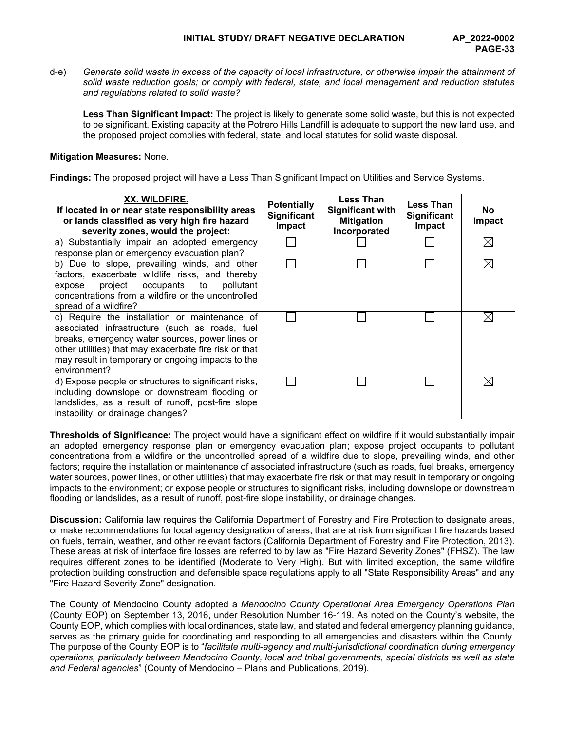d-e) *Generate solid waste in excess of the capacity of local infrastructure, or otherwise impair the attainment of solid waste reduction goals; or comply with federal, state, and local management and reduction statutes and regulations related to solid waste?*

**Less Than Significant Impact:** The project is likely to generate some solid waste, but this is not expected to be significant. Existing capacity at the Potrero Hills Landfill is adequate to support the new land use, and the proposed project complies with federal, state, and local statutes for solid waste disposal.

**Mitigation Measures:** None.

**Findings:** The proposed project will have a Less Than Significant Impact on Utilities and Service Systems.

| **XX. WILDFIRE.** If located in or near state responsibility areas or lands classified as very high fire hazard severity zones, would the project: | Potentially Significant Impact | Less Than Significant with Mitigation Incorporated | Less Than Significant Impact | No Impact |
|---|---|---|---|---|
| a) Substantially impair an adopted emergency response plan or emergency evacuation plan? | ☐ | ☐ | ☐ | ☒ |
| b) Due to slope, prevailing winds, and other factors, exacerbate wildlife risks, and thereby expose project occupants to pollutant concentrations from a wildfire or the uncontrolled spread of a wildfire? | ☐ | ☐ | ☐ | ☒ |
| c) Require the installation or maintenance of associated infrastructure (such as roads, fuel breaks, emergency water sources, power lines or other utilities) that may exacerbate fire risk or that may result in temporary or ongoing impacts to the environment? | ☐ | ☐ | ☐ | ☒ |
| d) Expose people or structures to significant risks, including downslope or downstream flooding or landslides, as a result of runoff, post-fire slope instability, or drainage changes? | ☐ | ☐ | ☐ | ☒ |

**Thresholds of Significance:** The project would have a significant effect on wildfire if it would substantially impair an adopted emergency response plan or emergency evacuation plan; expose project occupants to pollutant concentrations from a wildfire or the uncontrolled spread of a wildfire due to slope, prevailing winds, and other factors; require the installation or maintenance of associated infrastructure (such as roads, fuel breaks, emergency water sources, power lines, or other utilities) that may exacerbate fire risk or that may result in temporary or ongoing impacts to the environment; or expose people or structures to significant risks, including downslope or downstream flooding or landslides, as a result of runoff, post-fire slope instability, or drainage changes.

**Discussion:** California law requires the California Department of Forestry and Fire Protection to designate areas, or make recommendations for local agency designation of areas, that are at risk from significant fire hazards based on fuels, terrain, weather, and other relevant factors (California Department of Forestry and Fire Protection, 2013). These areas at risk of interface fire losses are referred to by law as "Fire Hazard Severity Zones" (FHSZ). The law requires different zones to be identified (Moderate to Very High). But with limited exception, the same wildfire protection building construction and defensible space regulations apply to all "State Responsibility Areas" and any "Fire Hazard Severity Zone" designation.

The County of Mendocino County adopted a *Mendocino County Operational Area Emergency Operations Plan* (County EOP) on September 13, 2016, under Resolution Number 16-119. As noted on the County's website, the County EOP, which complies with local ordinances, state law, and stated and federal emergency planning guidance, serves as the primary guide for coordinating and responding to all emergencies and disasters within the County. The purpose of the County EOP is to "*facilitate multi-agency and multi-jurisdictional coordination during emergency operations, particularly between Mendocino County, local and tribal governments, special districts as well as state and Federal agencies*" (County of Mendocino – Plans and Publications, 2019).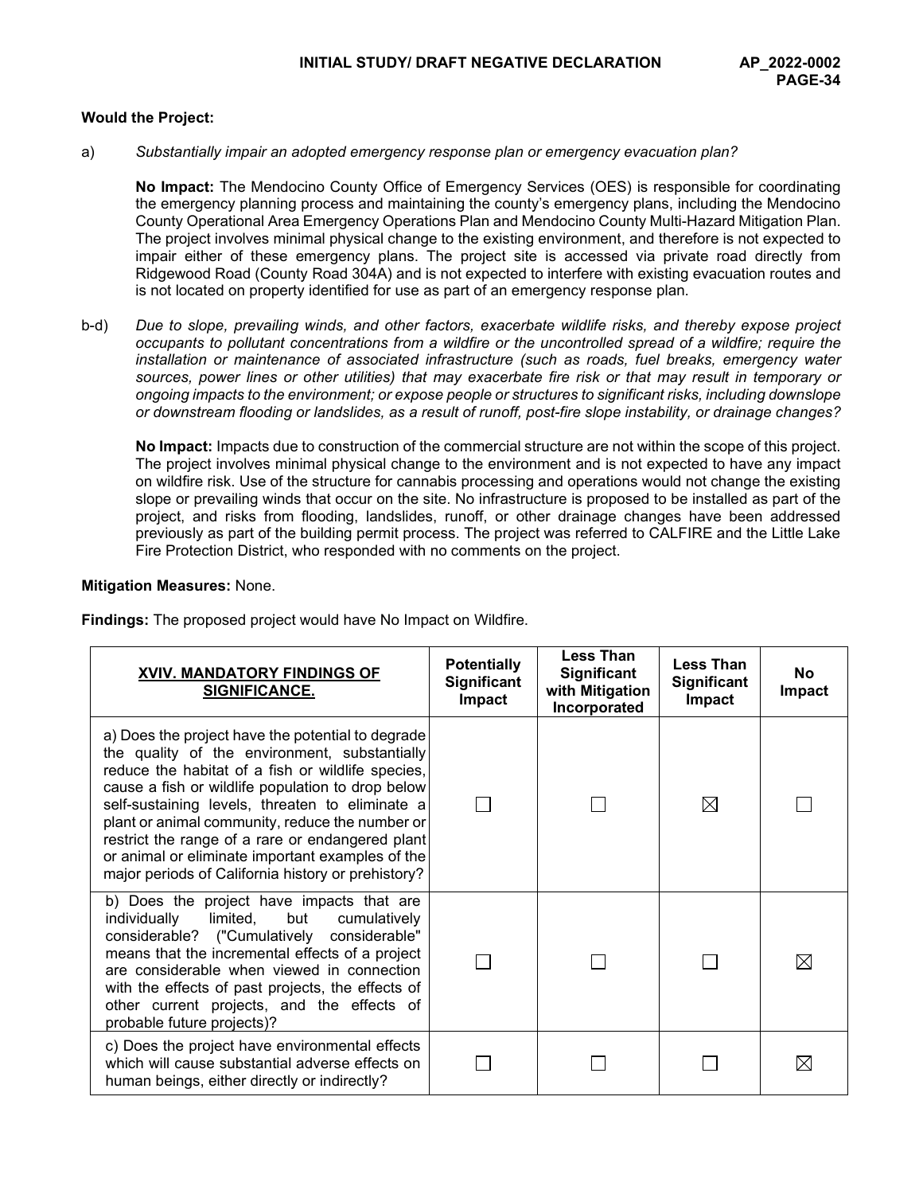**Would the Project:**

a) *Substantially impair an adopted emergency response plan or emergency evacuation plan?*

**No Impact:** The Mendocino County Office of Emergency Services (OES) is responsible for coordinating the emergency planning process and maintaining the county's emergency plans, including the Mendocino County Operational Area Emergency Operations Plan and Mendocino County Multi-Hazard Mitigation Plan. The project involves minimal physical change to the existing environment, and therefore is not expected to impair either of these emergency plans. The project site is accessed via private road directly from Ridgewood Road (County Road 304A) and is not expected to interfere with existing evacuation routes and is not located on property identified for use as part of an emergency response plan.

b-d) *Due to slope, prevailing winds, and other factors, exacerbate wildlife risks, and thereby expose project occupants to pollutant concentrations from a wildfire or the uncontrolled spread of a wildfire; require the installation or maintenance of associated infrastructure (such as roads, fuel breaks, emergency water sources, power lines or other utilities) that may exacerbate fire risk or that may result in temporary or ongoing impacts to the environment; or expose people or structures to significant risks, including downslope or downstream flooding or landslides, as a result of runoff, post-fire slope instability, or drainage changes?*

**No Impact:** Impacts due to construction of the commercial structure are not within the scope of this project. The project involves minimal physical change to the environment and is not expected to have any impact on wildfire risk. Use of the structure for cannabis processing and operations would not change the existing slope or prevailing winds that occur on the site. No infrastructure is proposed to be installed as part of the project, and risks from flooding, landslides, runoff, or other drainage changes have been addressed previously as part of the building permit process. The project was referred to CALFIRE and the Little Lake Fire Protection District, who responded with no comments on the project.

**Mitigation Measures:** None.

**Findings:** The proposed project would have No Impact on Wildfire.

| XVIV. MANDATORY FINDINGS OF SIGNIFICANCE. | Potentially Significant Impact | Less Than Significant with Mitigation Incorporated | Less Than Significant Impact | No Impact |
|---|---|---|---|---|
| a) Does the project have the potential to degrade the quality of the environment, substantially reduce the habitat of a fish or wildlife species, cause a fish or wildlife population to drop below self-sustaining levels, threaten to eliminate a plant or animal community, reduce the number or restrict the range of a rare or endangered plant or animal or eliminate important examples of the major periods of California history or prehistory? | ☐ | ☐ | ☒ | ☐ |
| b) Does the project have impacts that are individually limited, but cumulatively considerable? ("Cumulatively considerable" means that the incremental effects of a project are considerable when viewed in connection with the effects of past projects, the effects of other current projects, and the effects of probable future projects)? | ☐ | ☐ | ☐ | ☒ |
| c) Does the project have environmental effects which will cause substantial adverse effects on human beings, either directly or indirectly? | ☐ | ☐ | ☐ | ☒ |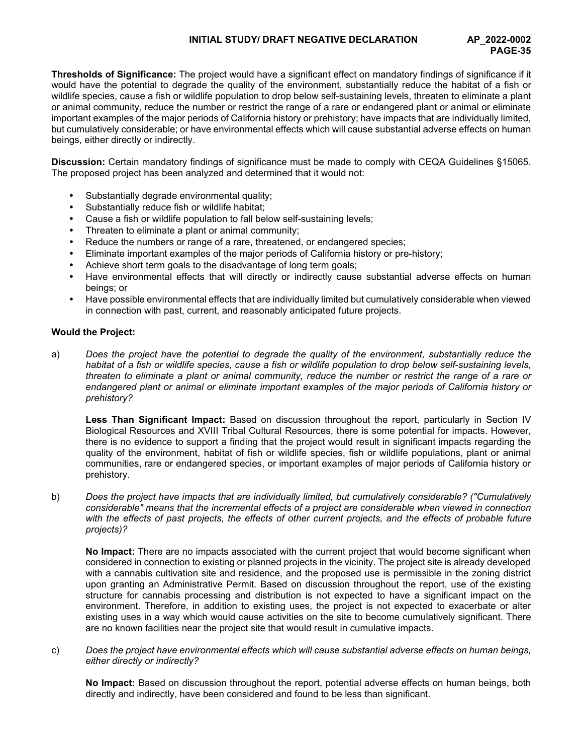**Thresholds of Significance:** The project would have a significant effect on mandatory findings of significance if it would have the potential to degrade the quality of the environment, substantially reduce the habitat of a fish or wildlife species, cause a fish or wildlife population to drop below self-sustaining levels, threaten to eliminate a plant or animal community, reduce the number or restrict the range of a rare or endangered plant or animal or eliminate important examples of the major periods of California history or prehistory; have impacts that are individually limited, but cumulatively considerable; or have environmental effects which will cause substantial adverse effects on human beings, either directly or indirectly.

**Discussion:** Certain mandatory findings of significance must be made to comply with CEQA Guidelines §15065. The proposed project has been analyzed and determined that it would not:

- Substantially degrade environmental quality;
- Substantially reduce fish or wildlife habitat;
- Cause a fish or wildlife population to fall below self-sustaining levels;
- Threaten to eliminate a plant or animal community;
- Reduce the numbers or range of a rare, threatened, or endangered species;
- Eliminate important examples of the major periods of California history or pre-history;
- Achieve short term goals to the disadvantage of long term goals;
- Have environmental effects that will directly or indirectly cause substantial adverse effects on human beings; or
- Have possible environmental effects that are individually limited but cumulatively considerable when viewed in connection with past, current, and reasonably anticipated future projects.

**Would the Project:**

a) *Does the project have the potential to degrade the quality of the environment, substantially reduce the habitat of a fish or wildlife species, cause a fish or wildlife population to drop below self-sustaining levels, threaten to eliminate a plant or animal community, reduce the number or restrict the range of a rare or endangered plant or animal or eliminate important examples of the major periods of California history or prehistory?*

**Less Than Significant Impact:** Based on discussion throughout the report, particularly in Section IV Biological Resources and XVIII Tribal Cultural Resources, there is some potential for impacts. However, there is no evidence to support a finding that the project would result in significant impacts regarding the quality of the environment, habitat of fish or wildlife species, fish or wildlife populations, plant or animal communities, rare or endangered species, or important examples of major periods of California history or prehistory.

b) *Does the project have impacts that are individually limited, but cumulatively considerable? ("Cumulatively considerable" means that the incremental effects of a project are considerable when viewed in connection with the effects of past projects, the effects of other current projects, and the effects of probable future projects)?*

**No Impact:** There are no impacts associated with the current project that would become significant when considered in connection to existing or planned projects in the vicinity. The project site is already developed with a cannabis cultivation site and residence, and the proposed use is permissible in the zoning district upon granting an Administrative Permit. Based on discussion throughout the report, use of the existing structure for cannabis processing and distribution is not expected to have a significant impact on the environment. Therefore, in addition to existing uses, the project is not expected to exacerbate or alter existing uses in a way which would cause activities on the site to become cumulatively significant. There are no known facilities near the project site that would result in cumulative impacts.

c) *Does the project have environmental effects which will cause substantial adverse effects on human beings, either directly or indirectly?*

**No Impact:** Based on discussion throughout the report, potential adverse effects on human beings, both directly and indirectly, have been considered and found to be less than significant.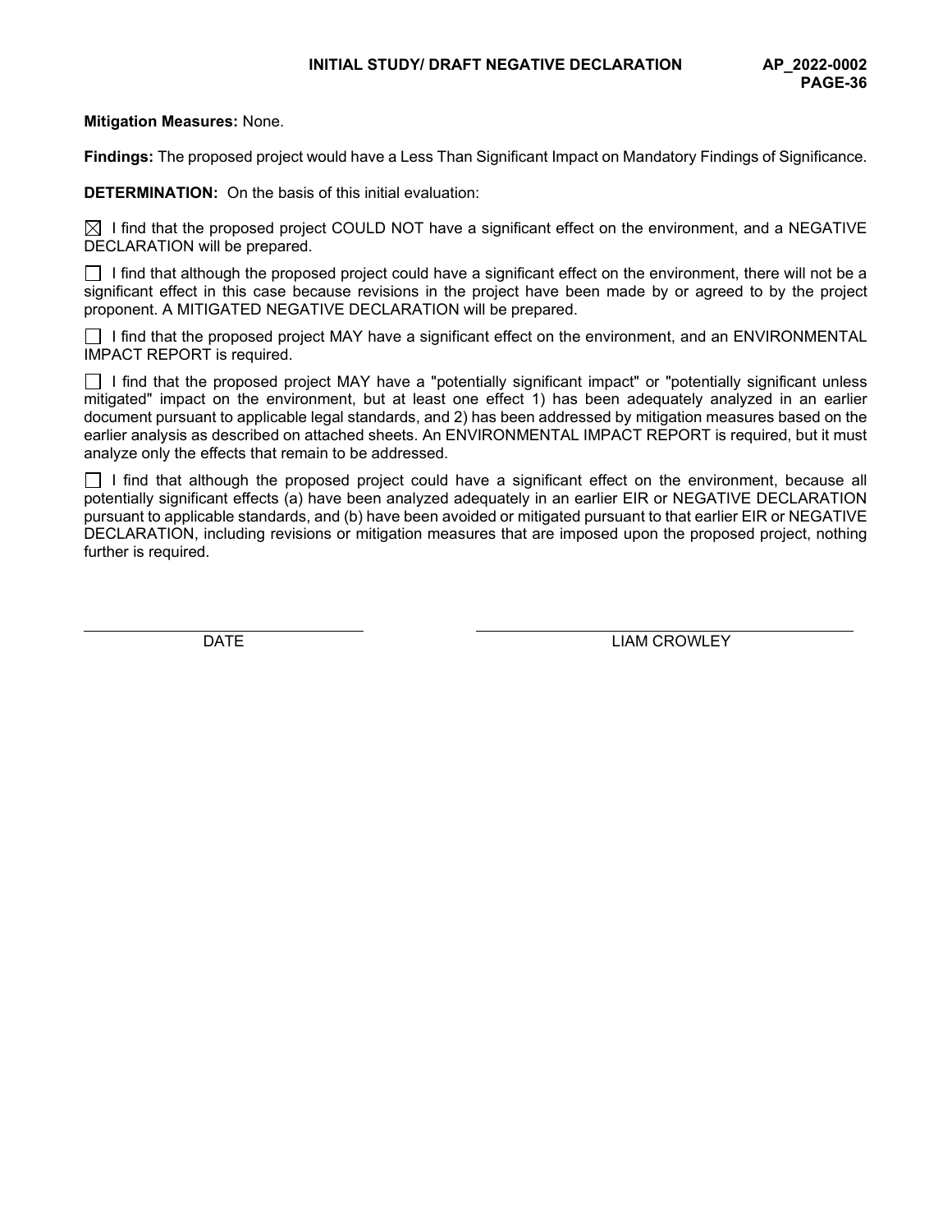**Mitigation Measures:** None.

**Findings:** The proposed project would have a Less Than Significant Impact on Mandatory Findings of Significance.

**DETERMINATION:** On the basis of this initial evaluation:

☒ I find that the proposed project COULD NOT have a significant effect on the environment, and a NEGATIVE DECLARATION will be prepared.

☐ I find that although the proposed project could have a significant effect on the environment, there will not be a significant effect in this case because revisions in the project have been made by or agreed to by the project proponent. A MITIGATED NEGATIVE DECLARATION will be prepared.

☐ I find that the proposed project MAY have a significant effect on the environment, and an ENVIRONMENTAL IMPACT REPORT is required.

☐ I find that the proposed project MAY have a "potentially significant impact" or "potentially significant unless mitigated" impact on the environment, but at least one effect 1) has been adequately analyzed in an earlier document pursuant to applicable legal standards, and 2) has been addressed by mitigation measures based on the earlier analysis as described on attached sheets. An ENVIRONMENTAL IMPACT REPORT is required, but it must analyze only the effects that remain to be addressed.

☐ I find that although the proposed project could have a significant effect on the environment, because all potentially significant effects (a) have been analyzed adequately in an earlier EIR or NEGATIVE DECLARATION pursuant to applicable standards, and (b) have been avoided or mitigated pursuant to that earlier EIR or NEGATIVE DECLARATION, including revisions or mitigation measures that are imposed upon the proposed project, nothing further is required.

\_\_\_\_\_\_\_\_\_\_\_\_\_\_\_\_\_\_\_\_\_\_\_\_\_\_\_\_ DATE

\_\_\_\_\_\_\_\_\_\_\_\_\_\_\_\_\_\_\_\_\_\_\_\_\_\_\_\_ LIAM CROWLEY